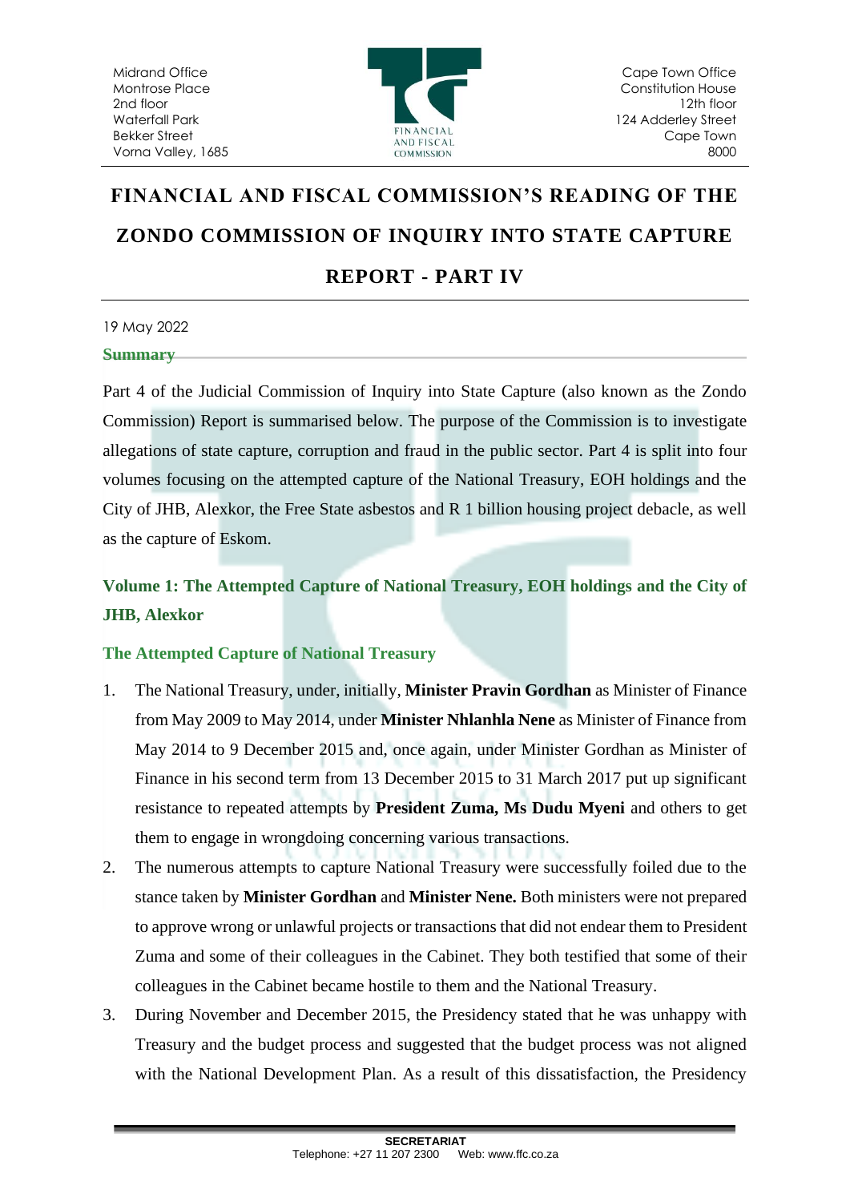Midrand Office
Montrose Place
2nd floor
Waterfall Park
Bekker Street
Vorna Valley, 1685

Cape Town Office
Constitution House
12th floor
124 Adderley Street
Cape Town
8000

# FINANCIAL AND FISCAL COMMISSION'S READING OF THE ZONDO COMMISSION OF INQUIRY INTO STATE CAPTURE REPORT - PART IV

19 May 2022

## Summary

Part 4 of the Judicial Commission of Inquiry into State Capture (also known as the Zondo Commission) Report is summarised below. The purpose of the Commission is to investigate allegations of state capture, corruption and fraud in the public sector. Part 4 is split into four volumes focusing on the attempted capture of the National Treasury, EOH holdings and the City of JHB, Alexkor, the Free State asbestos and R 1 billion housing project debacle, as well as the capture of Eskom.

## Volume 1: The Attempted Capture of National Treasury, EOH holdings and the City of JHB, Alexkor

### The Attempted Capture of National Treasury

1. The National Treasury, under, initially, **Minister Pravin Gordhan** as Minister of Finance from May 2009 to May 2014, under **Minister Nhlanhla Nene** as Minister of Finance from May 2014 to 9 December 2015 and, once again, under Minister Gordhan as Minister of Finance in his second term from 13 December 2015 to 31 March 2017 put up significant resistance to repeated attempts by **President Zuma, Ms Dudu Myeni** and others to get them to engage in wrongdoing concerning various transactions.
2. The numerous attempts to capture National Treasury were successfully foiled due to the stance taken by **Minister Gordhan** and **Minister Nene.** Both ministers were not prepared to approve wrong or unlawful projects or transactions that did not endear them to President Zuma and some of their colleagues in the Cabinet. They both testified that some of their colleagues in the Cabinet became hostile to them and the National Treasury.
3. During November and December 2015, the Presidency stated that he was unhappy with Treasury and the budget process and suggested that the budget process was not aligned with the National Development Plan. As a result of this dissatisfaction, the Presidency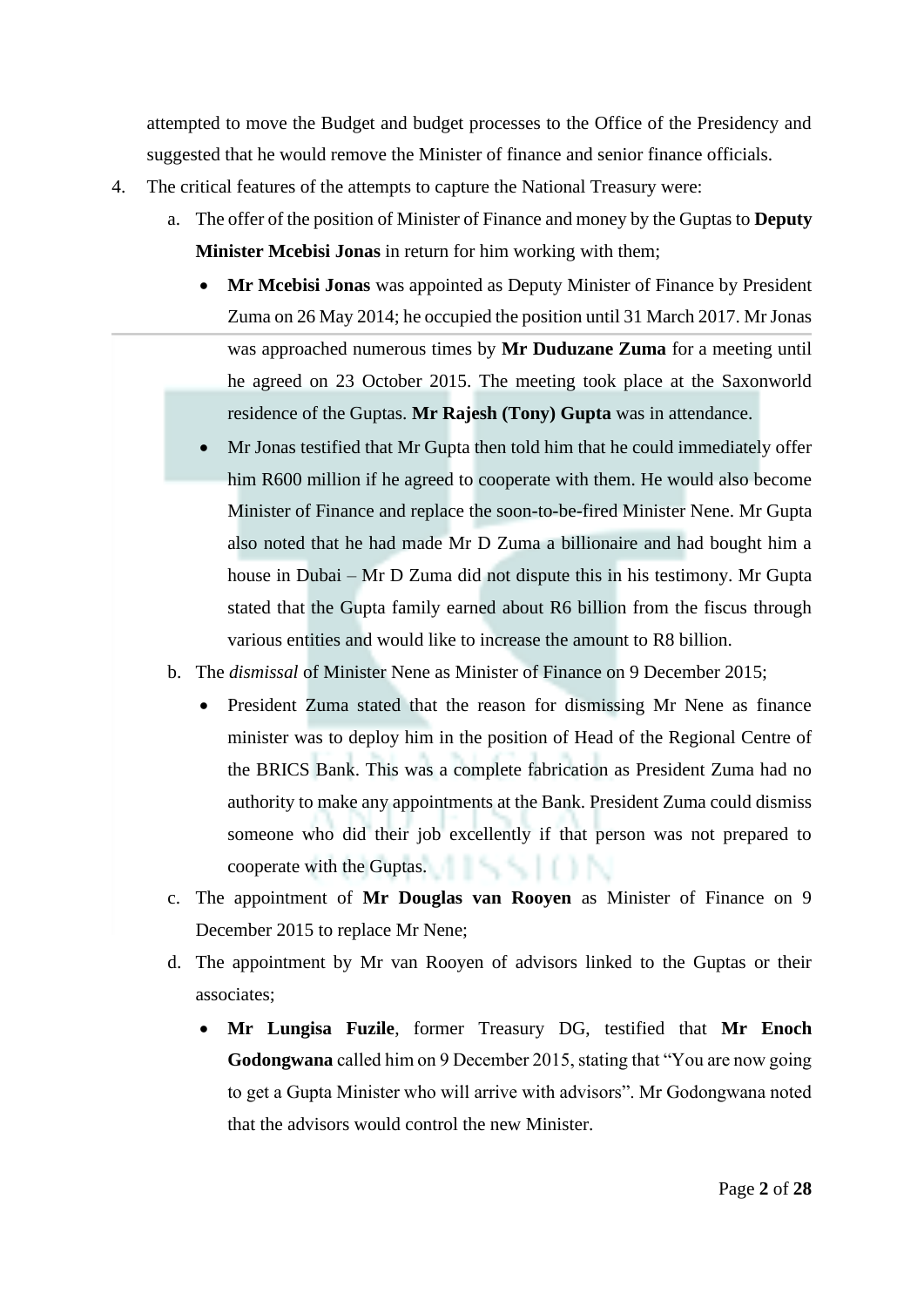attempted to move the Budget and budget processes to the Office of the Presidency and suggested that he would remove the Minister of finance and senior finance officials.

4. The critical features of the attempts to capture the National Treasury were:

   a. The offer of the position of Minister of Finance and money by the Guptas to **Deputy Minister Mcebisi Jonas** in return for him working with them;

      - **Mr Mcebisi Jonas** was appointed as Deputy Minister of Finance by President Zuma on 26 May 2014; he occupied the position until 31 March 2017. Mr Jonas was approached numerous times by **Mr Duduzane Zuma** for a meeting until he agreed on 23 October 2015. The meeting took place at the Saxonworld residence of the Guptas. **Mr Rajesh (Tony) Gupta** was in attendance.
      - Mr Jonas testified that Mr Gupta then told him that he could immediately offer him R600 million if he agreed to cooperate with them. He would also become Minister of Finance and replace the soon-to-be-fired Minister Nene. Mr Gupta also noted that he had made Mr D Zuma a billionaire and had bought him a house in Dubai – Mr D Zuma did not dispute this in his testimony. Mr Gupta stated that the Gupta family earned about R6 billion from the fiscus through various entities and would like to increase the amount to R8 billion.

   b. The *dismissal* of Minister Nene as Minister of Finance on 9 December 2015;

      - President Zuma stated that the reason for dismissing Mr Nene as finance minister was to deploy him in the position of Head of the Regional Centre of the BRICS Bank. This was a complete fabrication as President Zuma had no authority to make any appointments at the Bank. President Zuma could dismiss someone who did their job excellently if that person was not prepared to cooperate with the Guptas.

   c. The appointment of **Mr Douglas van Rooyen** as Minister of Finance on 9 December 2015 to replace Mr Nene;

   d. The appointment by Mr van Rooyen of advisors linked to the Guptas or their associates;

      - **Mr Lungisa Fuzile**, former Treasury DG, testified that **Mr Enoch Godongwana** called him on 9 December 2015, stating that "You are now going to get a Gupta Minister who will arrive with advisors". Mr Godongwana noted that the advisors would control the new Minister.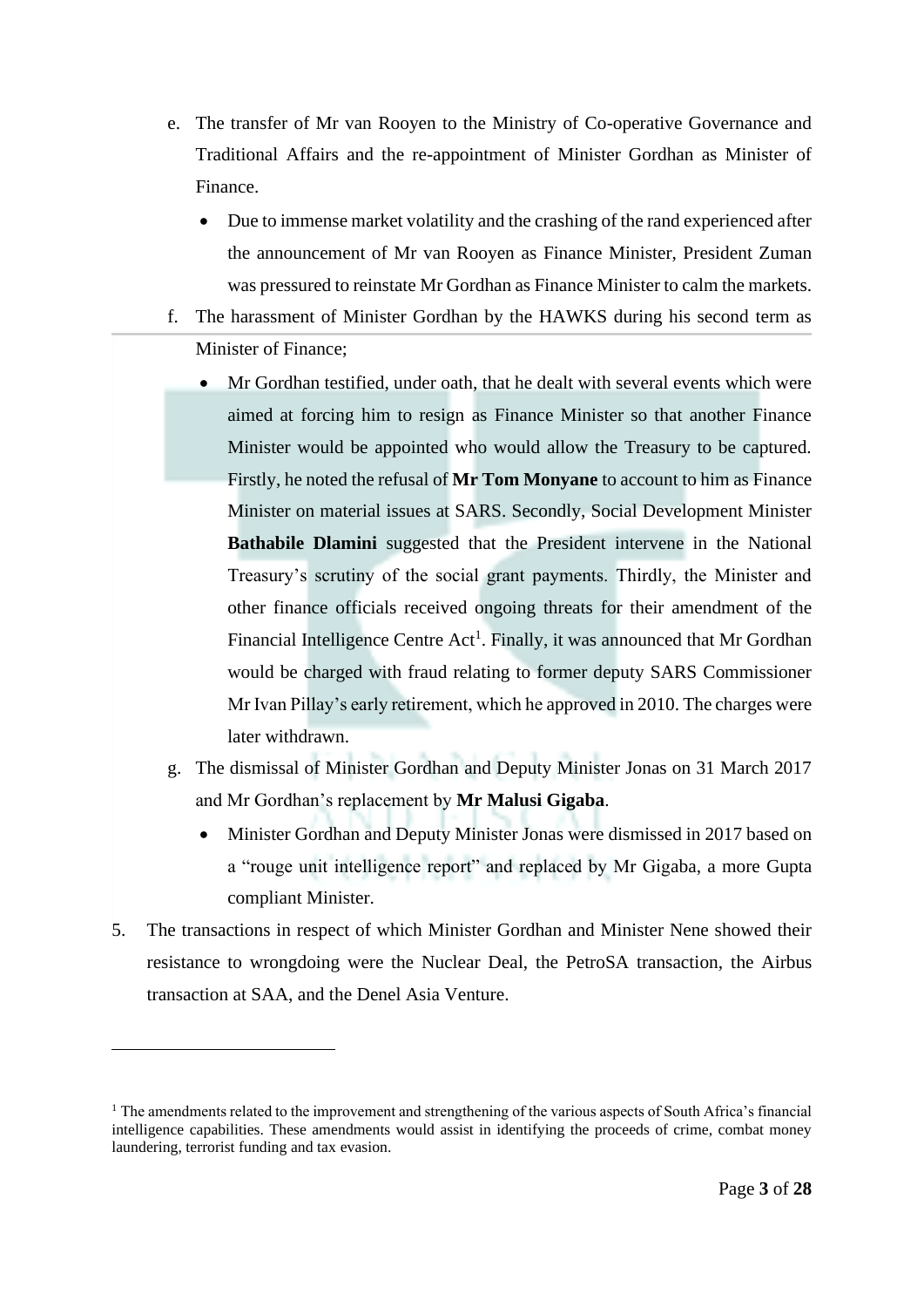e. The transfer of Mr van Rooyen to the Ministry of Co-operative Governance and Traditional Affairs and the re-appointment of Minister Gordhan as Minister of Finance.

   - Due to immense market volatility and the crashing of the rand experienced after the announcement of Mr van Rooyen as Finance Minister, President Zuman was pressured to reinstate Mr Gordhan as Finance Minister to calm the markets.

f. The harassment of Minister Gordhan by the HAWKS during his second term as Minister of Finance;

   - Mr Gordhan testified, under oath, that he dealt with several events which were aimed at forcing him to resign as Finance Minister so that another Finance Minister would be appointed who would allow the Treasury to be captured. Firstly, he noted the refusal of **Mr Tom Monyane** to account to him as Finance Minister on material issues at SARS. Secondly, Social Development Minister **Bathabile Dlamini** suggested that the President intervene in the National Treasury's scrutiny of the social grant payments. Thirdly, the Minister and other finance officials received ongoing threats for their amendment of the Financial Intelligence Centre Act[1]. Finally, it was announced that Mr Gordhan would be charged with fraud relating to former deputy SARS Commissioner Mr Ivan Pillay's early retirement, which he approved in 2010. The charges were later withdrawn.

g. The dismissal of Minister Gordhan and Deputy Minister Jonas on 31 March 2017 and Mr Gordhan's replacement by **Mr Malusi Gigaba**.

   - Minister Gordhan and Deputy Minister Jonas were dismissed in 2017 based on a "rouge unit intelligence report" and replaced by Mr Gigaba, a more Gupta compliant Minister.

5. The transactions in respect of which Minister Gordhan and Minister Nene showed their resistance to wrongdoing were the Nuclear Deal, the PetroSA transaction, the Airbus transaction at SAA, and the Denel Asia Venture.

---

[1] The amendments related to the improvement and strengthening of the various aspects of South Africa's financial intelligence capabilities. These amendments would assist in identifying the proceeds of crime, combat money laundering, terrorist funding and tax evasion.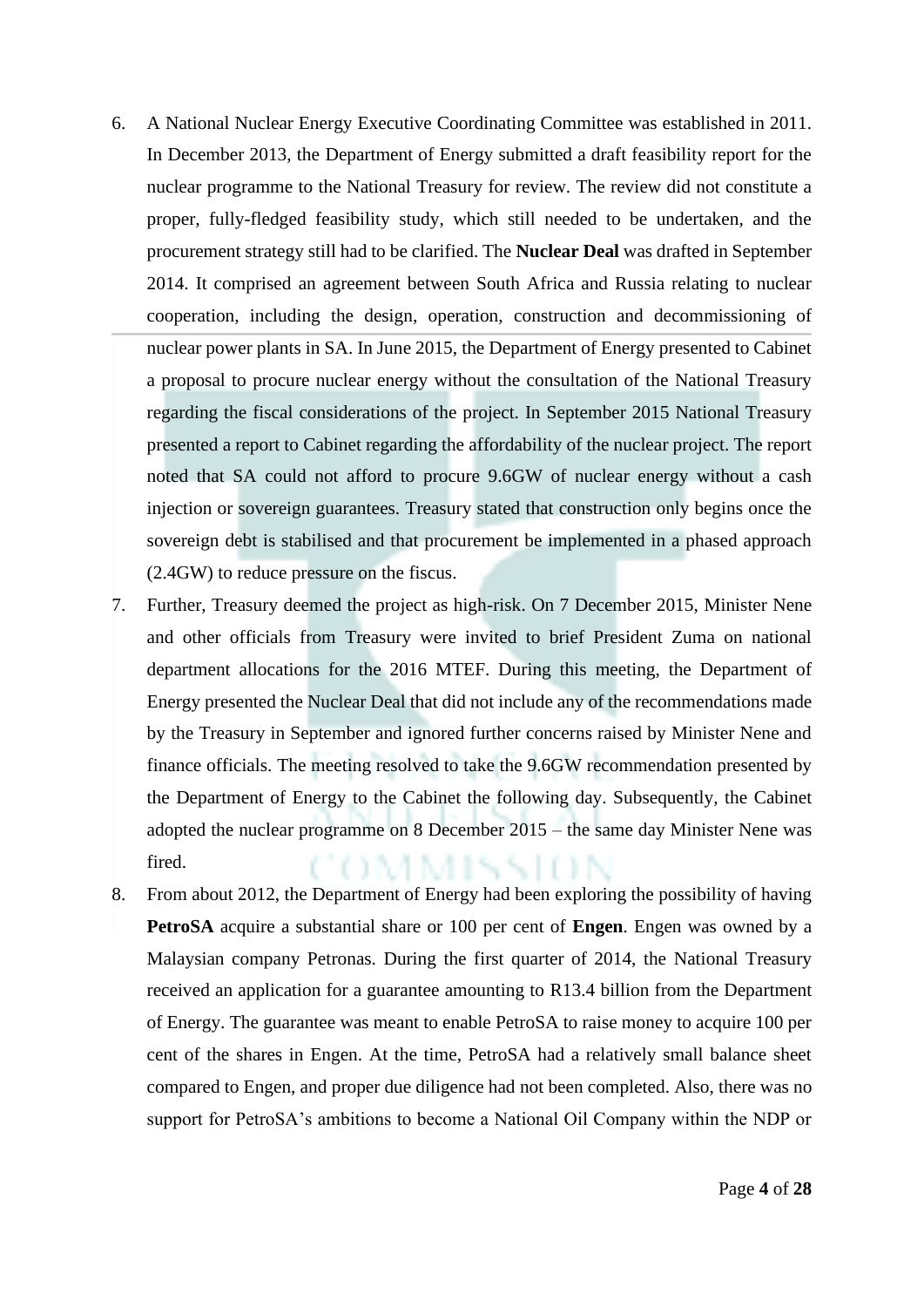6. A National Nuclear Energy Executive Coordinating Committee was established in 2011. In December 2013, the Department of Energy submitted a draft feasibility report for the nuclear programme to the National Treasury for review. The review did not constitute a proper, fully-fledged feasibility study, which still needed to be undertaken, and the procurement strategy still had to be clarified. The **Nuclear Deal** was drafted in September 2014. It comprised an agreement between South Africa and Russia relating to nuclear cooperation, including the design, operation, construction and decommissioning of nuclear power plants in SA. In June 2015, the Department of Energy presented to Cabinet a proposal to procure nuclear energy without the consultation of the National Treasury regarding the fiscal considerations of the project. In September 2015 National Treasury presented a report to Cabinet regarding the affordability of the nuclear project. The report noted that SA could not afford to procure 9.6GW of nuclear energy without a cash injection or sovereign guarantees. Treasury stated that construction only begins once the sovereign debt is stabilised and that procurement be implemented in a phased approach (2.4GW) to reduce pressure on the fiscus.
7. Further, Treasury deemed the project as high-risk. On 7 December 2015, Minister Nene and other officials from Treasury were invited to brief President Zuma on national department allocations for the 2016 MTEF. During this meeting, the Department of Energy presented the Nuclear Deal that did not include any of the recommendations made by the Treasury in September and ignored further concerns raised by Minister Nene and finance officials. The meeting resolved to take the 9.6GW recommendation presented by the Department of Energy to the Cabinet the following day. Subsequently, the Cabinet adopted the nuclear programme on 8 December 2015 – the same day Minister Nene was fired.
8. From about 2012, the Department of Energy had been exploring the possibility of having **PetroSA** acquire a substantial share or 100 per cent of **Engen**. Engen was owned by a Malaysian company Petronas. During the first quarter of 2014, the National Treasury received an application for a guarantee amounting to R13.4 billion from the Department of Energy. The guarantee was meant to enable PetroSA to raise money to acquire 100 per cent of the shares in Engen. At the time, PetroSA had a relatively small balance sheet compared to Engen, and proper due diligence had not been completed. Also, there was no support for PetroSA's ambitions to become a National Oil Company within the NDP or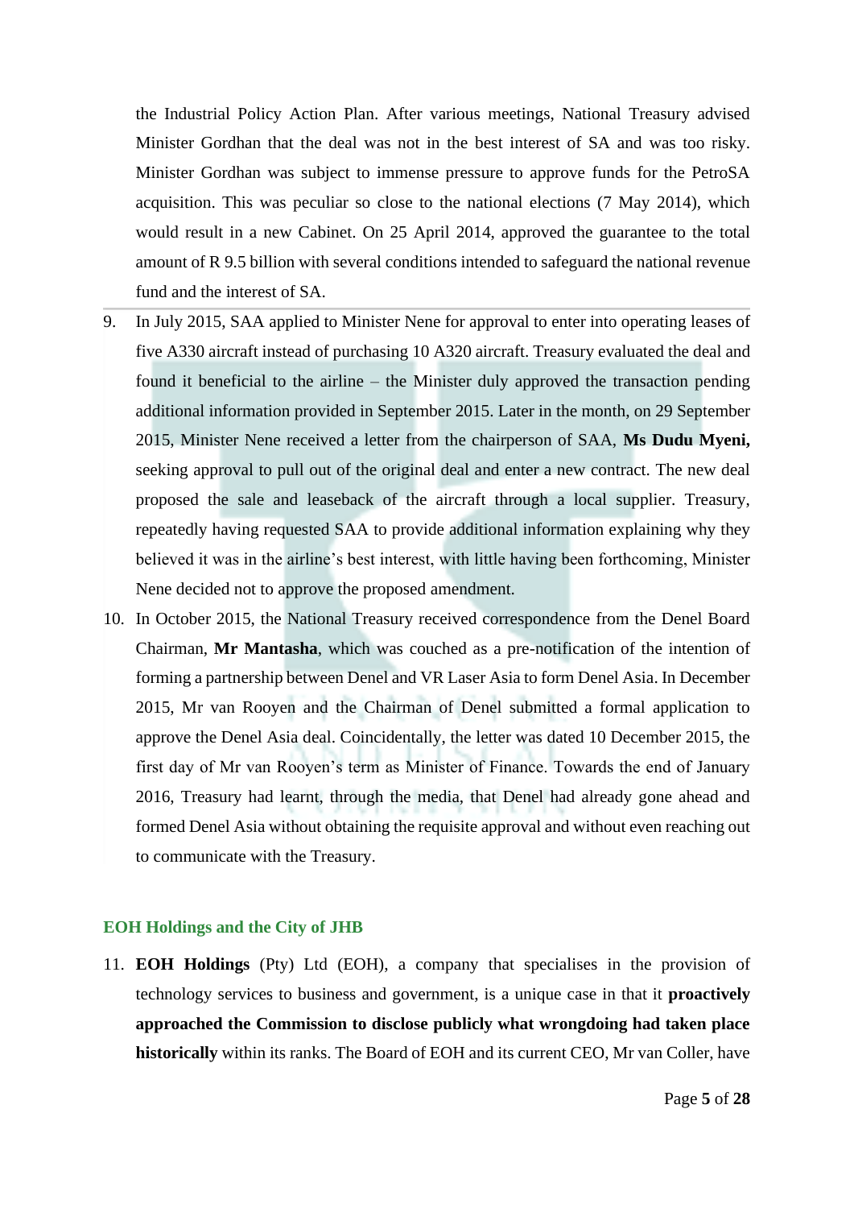the Industrial Policy Action Plan. After various meetings, National Treasury advised Minister Gordhan that the deal was not in the best interest of SA and was too risky. Minister Gordhan was subject to immense pressure to approve funds for the PetroSA acquisition. This was peculiar so close to the national elections (7 May 2014), which would result in a new Cabinet. On 25 April 2014, approved the guarantee to the total amount of R 9.5 billion with several conditions intended to safeguard the national revenue fund and the interest of SA.

9. In July 2015, SAA applied to Minister Nene for approval to enter into operating leases of five A330 aircraft instead of purchasing 10 A320 aircraft. Treasury evaluated the deal and found it beneficial to the airline – the Minister duly approved the transaction pending additional information provided in September 2015. Later in the month, on 29 September 2015, Minister Nene received a letter from the chairperson of SAA, **Ms Dudu Myeni,** seeking approval to pull out of the original deal and enter a new contract. The new deal proposed the sale and leaseback of the aircraft through a local supplier. Treasury, repeatedly having requested SAA to provide additional information explaining why they believed it was in the airline's best interest, with little having been forthcoming, Minister Nene decided not to approve the proposed amendment.
10. In October 2015, the National Treasury received correspondence from the Denel Board Chairman, **Mr Mantasha**, which was couched as a pre-notification of the intention of forming a partnership between Denel and VR Laser Asia to form Denel Asia. In December 2015, Mr van Rooyen and the Chairman of Denel submitted a formal application to approve the Denel Asia deal. Coincidentally, the letter was dated 10 December 2015, the first day of Mr van Rooyen's term as Minister of Finance. Towards the end of January 2016, Treasury had learnt, through the media, that Denel had already gone ahead and formed Denel Asia without obtaining the requisite approval and without even reaching out to communicate with the Treasury.

### EOH Holdings and the City of JHB

11. **EOH Holdings** (Pty) Ltd (EOH), a company that specialises in the provision of technology services to business and government, is a unique case in that it **proactively approached the Commission to disclose publicly what wrongdoing had taken place historically** within its ranks. The Board of EOH and its current CEO, Mr van Coller, have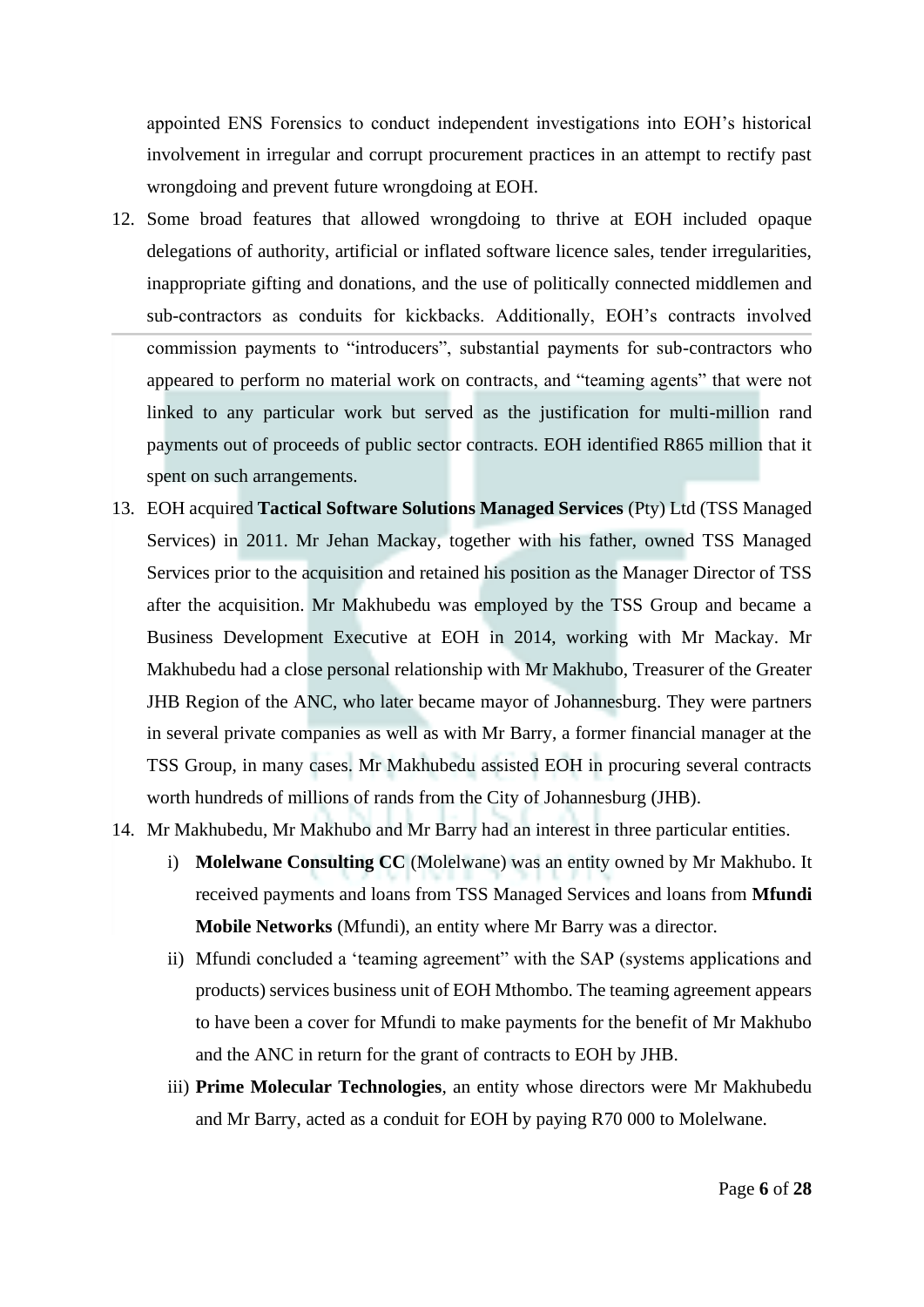appointed ENS Forensics to conduct independent investigations into EOH's historical involvement in irregular and corrupt procurement practices in an attempt to rectify past wrongdoing and prevent future wrongdoing at EOH.

12. Some broad features that allowed wrongdoing to thrive at EOH included opaque delegations of authority, artificial or inflated software licence sales, tender irregularities, inappropriate gifting and donations, and the use of politically connected middlemen and sub-contractors as conduits for kickbacks. Additionally, EOH's contracts involved commission payments to "introducers", substantial payments for sub-contractors who appeared to perform no material work on contracts, and "teaming agents" that were not linked to any particular work but served as the justification for multi-million rand payments out of proceeds of public sector contracts. EOH identified R865 million that it spent on such arrangements.
13. EOH acquired **Tactical Software Solutions Managed Services** (Pty) Ltd (TSS Managed Services) in 2011. Mr Jehan Mackay, together with his father, owned TSS Managed Services prior to the acquisition and retained his position as the Manager Director of TSS after the acquisition. Mr Makhubedu was employed by the TSS Group and became a Business Development Executive at EOH in 2014, working with Mr Mackay. Mr Makhubedu had a close personal relationship with Mr Makhubo, Treasurer of the Greater JHB Region of the ANC, who later became mayor of Johannesburg. They were partners in several private companies as well as with Mr Barry, a former financial manager at the TSS Group, in many cases. Mr Makhubedu assisted EOH in procuring several contracts worth hundreds of millions of rands from the City of Johannesburg (JHB).
14. Mr Makhubedu, Mr Makhubo and Mr Barry had an interest in three particular entities.
    i) **Molelwane Consulting CC** (Molelwane) was an entity owned by Mr Makhubo. It received payments and loans from TSS Managed Services and loans from **Mfundi Mobile Networks** (Mfundi), an entity where Mr Barry was a director.
    ii) Mfundi concluded a 'teaming agreement" with the SAP (systems applications and products) services business unit of EOH Mthombo. The teaming agreement appears to have been a cover for Mfundi to make payments for the benefit of Mr Makhubo and the ANC in return for the grant of contracts to EOH by JHB.
    iii) **Prime Molecular Technologies**, an entity whose directors were Mr Makhubedu and Mr Barry, acted as a conduit for EOH by paying R70 000 to Molelwane.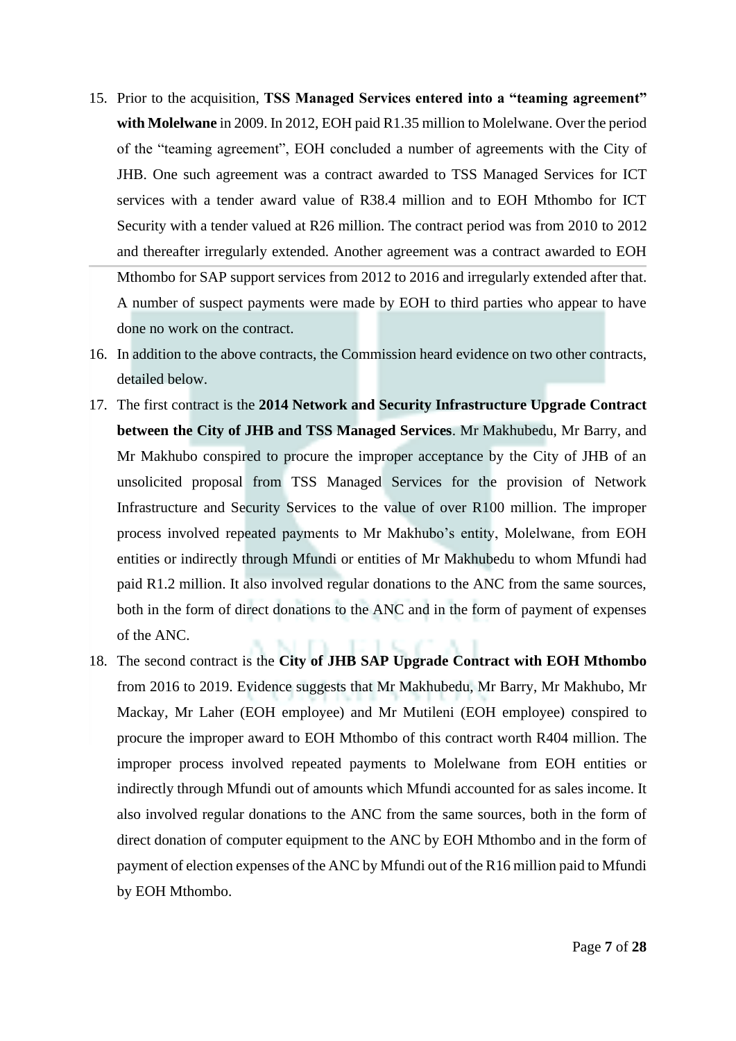15. Prior to the acquisition, **TSS Managed Services entered into a "teaming agreement" with Molelwane** in 2009. In 2012, EOH paid R1.35 million to Molelwane. Over the period of the "teaming agreement", EOH concluded a number of agreements with the City of JHB. One such agreement was a contract awarded to TSS Managed Services for ICT services with a tender award value of R38.4 million and to EOH Mthombo for ICT Security with a tender valued at R26 million. The contract period was from 2010 to 2012 and thereafter irregularly extended. Another agreement was a contract awarded to EOH Mthombo for SAP support services from 2012 to 2016 and irregularly extended after that. A number of suspect payments were made by EOH to third parties who appear to have done no work on the contract.
16. In addition to the above contracts, the Commission heard evidence on two other contracts, detailed below.
17. The first contract is the **2014 Network and Security Infrastructure Upgrade Contract between the City of JHB and TSS Managed Services**. Mr Makhubedu, Mr Barry, and Mr Makhubo conspired to procure the improper acceptance by the City of JHB of an unsolicited proposal from TSS Managed Services for the provision of Network Infrastructure and Security Services to the value of over R100 million. The improper process involved repeated payments to Mr Makhubo's entity, Molelwane, from EOH entities or indirectly through Mfundi or entities of Mr Makhubedu to whom Mfundi had paid R1.2 million. It also involved regular donations to the ANC from the same sources, both in the form of direct donations to the ANC and in the form of payment of expenses of the ANC.
18. The second contract is the **City of JHB SAP Upgrade Contract with EOH Mthombo** from 2016 to 2019. Evidence suggests that Mr Makhubedu, Mr Barry, Mr Makhubo, Mr Mackay, Mr Laher (EOH employee) and Mr Mutileni (EOH employee) conspired to procure the improper award to EOH Mthombo of this contract worth R404 million. The improper process involved repeated payments to Molelwane from EOH entities or indirectly through Mfundi out of amounts which Mfundi accounted for as sales income. It also involved regular donations to the ANC from the same sources, both in the form of direct donation of computer equipment to the ANC by EOH Mthombo and in the form of payment of election expenses of the ANC by Mfundi out of the R16 million paid to Mfundi by EOH Mthombo.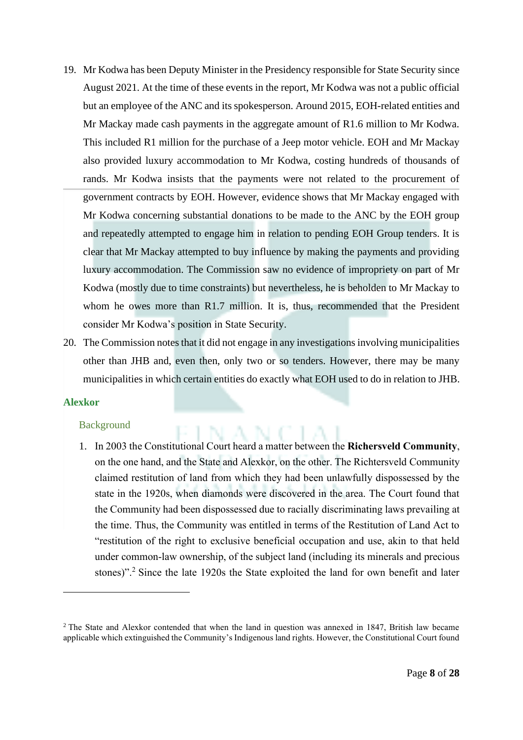19. Mr Kodwa has been Deputy Minister in the Presidency responsible for State Security since August 2021. At the time of these events in the report, Mr Kodwa was not a public official but an employee of the ANC and its spokesperson. Around 2015, EOH-related entities and Mr Mackay made cash payments in the aggregate amount of R1.6 million to Mr Kodwa. This included R1 million for the purchase of a Jeep motor vehicle. EOH and Mr Mackay also provided luxury accommodation to Mr Kodwa, costing hundreds of thousands of rands. Mr Kodwa insists that the payments were not related to the procurement of government contracts by EOH. However, evidence shows that Mr Mackay engaged with Mr Kodwa concerning substantial donations to be made to the ANC by the EOH group and repeatedly attempted to engage him in relation to pending EOH Group tenders. It is clear that Mr Mackay attempted to buy influence by making the payments and providing luxury accommodation. The Commission saw no evidence of impropriety on part of Mr Kodwa (mostly due to time constraints) but nevertheless, he is beholden to Mr Mackay to whom he owes more than R1.7 million. It is, thus, recommended that the President consider Mr Kodwa's position in State Security.
20. The Commission notes that it did not engage in any investigations involving municipalities other than JHB and, even then, only two or so tenders. However, there may be many municipalities in which certain entities do exactly what EOH used to do in relation to JHB.

## Alexkor

### Background

1. In 2003 the Constitutional Court heard a matter between the **Richersveld Community**, on the one hand, and the State and Alexkor, on the other. The Richtersveld Community claimed restitution of land from which they had been unlawfully dispossessed by the state in the 1920s, when diamonds were discovered in the area. The Court found that the Community had been dispossessed due to racially discriminating laws prevailing at the time. Thus, the Community was entitled in terms of the Restitution of Land Act to "restitution of the right to exclusive beneficial occupation and use, akin to that held under common-law ownership, of the subject land (including its minerals and precious stones)".[2] Since the late 1920s the State exploited the land for own benefit and later

[2] The State and Alexkor contended that when the land in question was annexed in 1847, British law became applicable which extinguished the Community's Indigenous land rights. However, the Constitutional Court found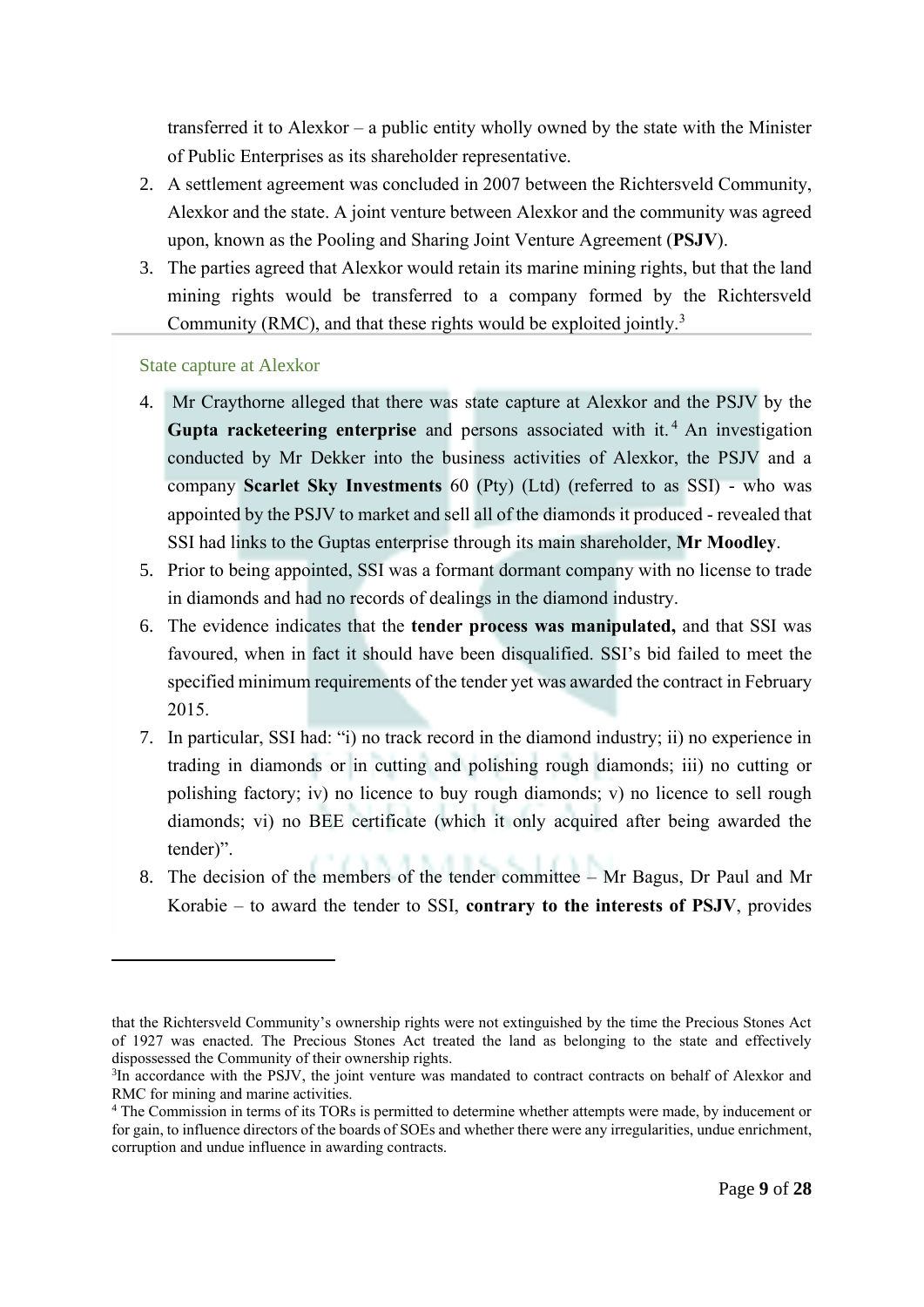transferred it to Alexkor – a public entity wholly owned by the state with the Minister of Public Enterprises as its shareholder representative.

2. A settlement agreement was concluded in 2007 between the Richtersveld Community, Alexkor and the state. A joint venture between Alexkor and the community was agreed upon, known as the Pooling and Sharing Joint Venture Agreement (**PSJV**).
3. The parties agreed that Alexkor would retain its marine mining rights, but that the land mining rights would be transferred to a company formed by the Richtersveld Community (RMC), and that these rights would be exploited jointly.[3]

## State capture at Alexkor

4. Mr Craythorne alleged that there was state capture at Alexkor and the PSJV by the **Gupta racketeering enterprise** and persons associated with it.[4] An investigation conducted by Mr Dekker into the business activities of Alexkor, the PSJV and a company **Scarlet Sky Investments** 60 (Pty) (Ltd) (referred to as SSI) - who was appointed by the PSJV to market and sell all of the diamonds it produced - revealed that SSI had links to the Guptas enterprise through its main shareholder, **Mr Moodley**.
5. Prior to being appointed, SSI was a formant dormant company with no license to trade in diamonds and had no records of dealings in the diamond industry.
6. The evidence indicates that the **tender process was manipulated,** and that SSI was favoured, when in fact it should have been disqualified. SSI's bid failed to meet the specified minimum requirements of the tender yet was awarded the contract in February 2015.
7. In particular, SSI had: "i) no track record in the diamond industry; ii) no experience in trading in diamonds or in cutting and polishing rough diamonds; iii) no cutting or polishing factory; iv) no licence to buy rough diamonds; v) no licence to sell rough diamonds; vi) no BEE certificate (which it only acquired after being awarded the tender)".
8. The decision of the members of the tender committee – Mr Bagus, Dr Paul and Mr Korabie – to award the tender to SSI, **contrary to the interests of PSJV**, provides

---

that the Richtersveld Community's ownership rights were not extinguished by the time the Precious Stones Act of 1927 was enacted. The Precious Stones Act treated the land as belonging to the state and effectively dispossessed the Community of their ownership rights.

[3] In accordance with the PSJV, the joint venture was mandated to contract contracts on behalf of Alexkor and RMC for mining and marine activities.

[4] The Commission in terms of its TORs is permitted to determine whether attempts were made, by inducement or for gain, to influence directors of the boards of SOEs and whether there were any irregularities, undue enrichment, corruption and undue influence in awarding contracts.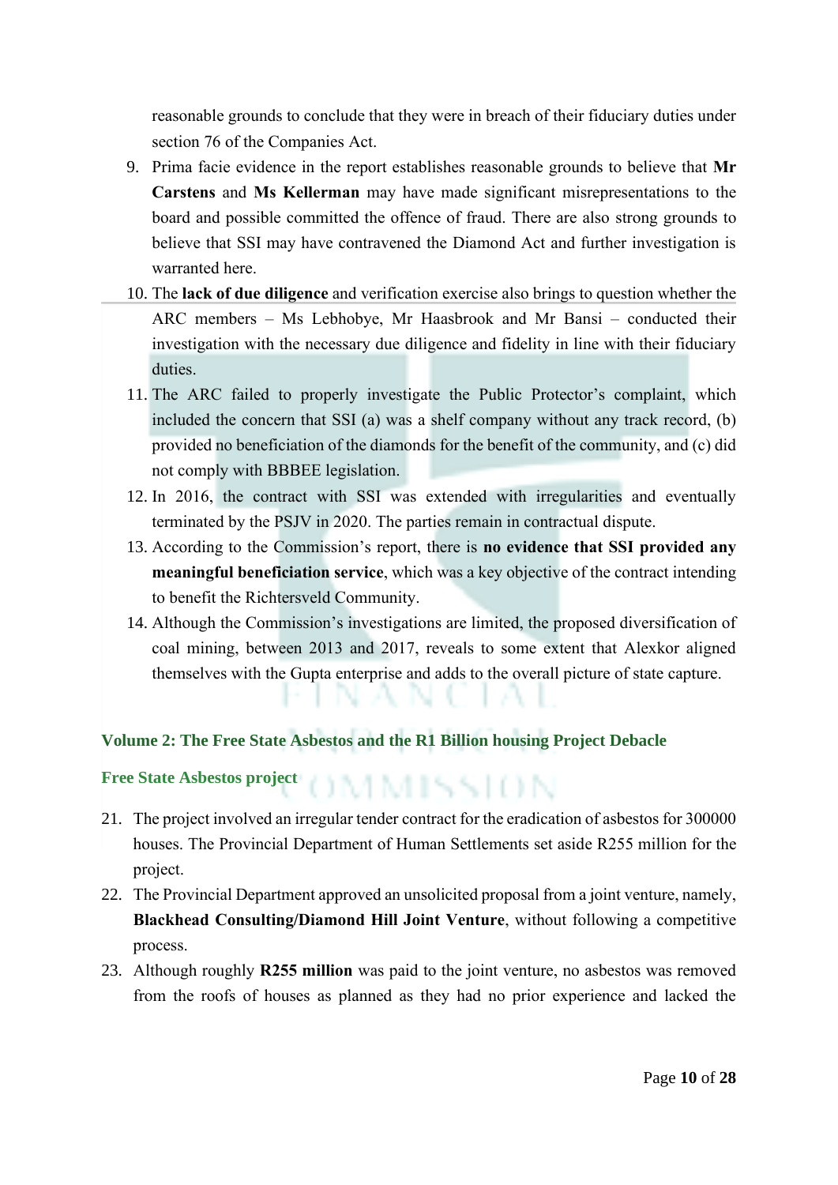reasonable grounds to conclude that they were in breach of their fiduciary duties under section 76 of the Companies Act.

9. Prima facie evidence in the report establishes reasonable grounds to believe that **Mr Carstens** and **Ms Kellerman** may have made significant misrepresentations to the board and possible committed the offence of fraud. There are also strong grounds to believe that SSI may have contravened the Diamond Act and further investigation is warranted here.
10. The **lack of due diligence** and verification exercise also brings to question whether the ARC members – Ms Lebhobye, Mr Haasbrook and Mr Bansi – conducted their investigation with the necessary due diligence and fidelity in line with their fiduciary duties.
11. The ARC failed to properly investigate the Public Protector's complaint, which included the concern that SSI (a) was a shelf company without any track record, (b) provided no beneficiation of the diamonds for the benefit of the community, and (c) did not comply with BBBEE legislation.
12. In 2016, the contract with SSI was extended with irregularities and eventually terminated by the PSJV in 2020. The parties remain in contractual dispute.
13. According to the Commission's report, there is **no evidence that SSI provided any meaningful beneficiation service**, which was a key objective of the contract intending to benefit the Richtersveld Community.
14. Although the Commission's investigations are limited, the proposed diversification of coal mining, between 2013 and 2017, reveals to some extent that Alexkor aligned themselves with the Gupta enterprise and adds to the overall picture of state capture.

## Volume 2: The Free State Asbestos and the R1 Billion housing Project Debacle

### Free State Asbestos project

21. The project involved an irregular tender contract for the eradication of asbestos for 300000 houses. The Provincial Department of Human Settlements set aside R255 million for the project.
22. The Provincial Department approved an unsolicited proposal from a joint venture, namely, **Blackhead Consulting/Diamond Hill Joint Venture**, without following a competitive process.
23. Although roughly **R255 million** was paid to the joint venture, no asbestos was removed from the roofs of houses as planned as they had no prior experience and lacked the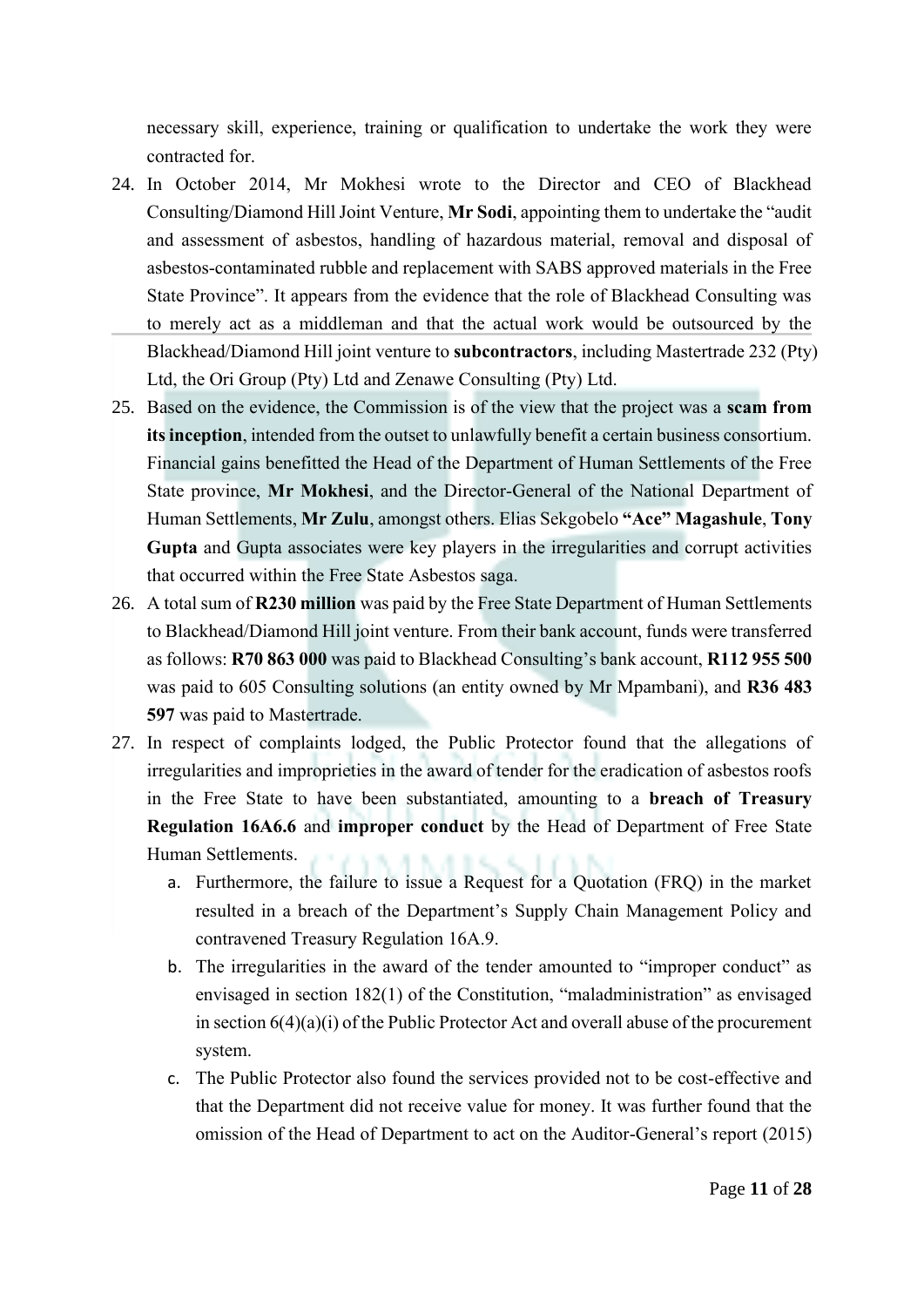necessary skill, experience, training or qualification to undertake the work they were contracted for.

24. In October 2014, Mr Mokhesi wrote to the Director and CEO of Blackhead Consulting/Diamond Hill Joint Venture, **Mr Sodi**, appointing them to undertake the "audit and assessment of asbestos, handling of hazardous material, removal and disposal of asbestos-contaminated rubble and replacement with SABS approved materials in the Free State Province". It appears from the evidence that the role of Blackhead Consulting was to merely act as a middleman and that the actual work would be outsourced by the Blackhead/Diamond Hill joint venture to **subcontractors**, including Mastertrade 232 (Pty) Ltd, the Ori Group (Pty) Ltd and Zenawe Consulting (Pty) Ltd.
25. Based on the evidence, the Commission is of the view that the project was a **scam from its inception**, intended from the outset to unlawfully benefit a certain business consortium. Financial gains benefitted the Head of the Department of Human Settlements of the Free State province, **Mr Mokhesi**, and the Director-General of the National Department of Human Settlements, **Mr Zulu**, amongst others. Elias Sekgobelo **"Ace" Magashule**, **Tony Gupta** and Gupta associates were key players in the irregularities and corrupt activities that occurred within the Free State Asbestos saga.
26. A total sum of **R230 million** was paid by the Free State Department of Human Settlements to Blackhead/Diamond Hill joint venture. From their bank account, funds were transferred as follows: **R70 863 000** was paid to Blackhead Consulting's bank account, **R112 955 500** was paid to 605 Consulting solutions (an entity owned by Mr Mpambani), and **R36 483 597** was paid to Mastertrade.
27. In respect of complaints lodged, the Public Protector found that the allegations of irregularities and improprieties in the award of tender for the eradication of asbestos roofs in the Free State to have been substantiated, amounting to a **breach of Treasury Regulation 16A6.6** and **improper conduct** by the Head of Department of Free State Human Settlements.
    a. Furthermore, the failure to issue a Request for a Quotation (FRQ) in the market resulted in a breach of the Department's Supply Chain Management Policy and contravened Treasury Regulation 16A.9.
    b. The irregularities in the award of the tender amounted to "improper conduct" as envisaged in section 182(1) of the Constitution, "maladministration" as envisaged in section 6(4)(a)(i) of the Public Protector Act and overall abuse of the procurement system.
    c. The Public Protector also found the services provided not to be cost-effective and that the Department did not receive value for money. It was further found that the omission of the Head of Department to act on the Auditor-General's report (2015)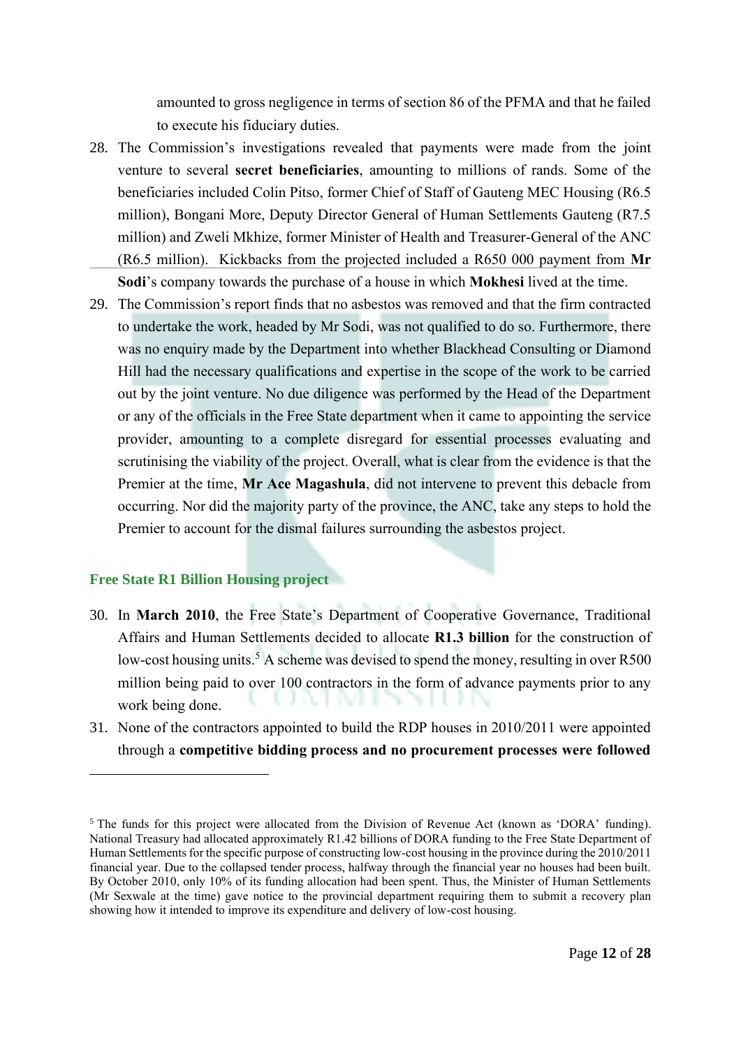amounted to gross negligence in terms of section 86 of the PFMA and that he failed to execute his fiduciary duties.

28. The Commission's investigations revealed that payments were made from the joint venture to several **secret beneficiaries**, amounting to millions of rands. Some of the beneficiaries included Colin Pitso, former Chief of Staff of Gauteng MEC Housing (R6.5 million), Bongani More, Deputy Director General of Human Settlements Gauteng (R7.5 million) and Zweli Mkhize, former Minister of Health and Treasurer-General of the ANC (R6.5 million). Kickbacks from the projected included a R650 000 payment from **Mr Sodi**'s company towards the purchase of a house in which **Mokhesi** lived at the time.
29. The Commission's report finds that no asbestos was removed and that the firm contracted to undertake the work, headed by Mr Sodi, was not qualified to do so. Furthermore, there was no enquiry made by the Department into whether Blackhead Consulting or Diamond Hill had the necessary qualifications and expertise in the scope of the work to be carried out by the joint venture. No due diligence was performed by the Head of the Department or any of the officials in the Free State department when it came to appointing the service provider, amounting to a complete disregard for essential processes evaluating and scrutinising the viability of the project. Overall, what is clear from the evidence is that the Premier at the time, **Mr Ace Magashula**, did not intervene to prevent this debacle from occurring. Nor did the majority party of the province, the ANC, take any steps to hold the Premier to account for the dismal failures surrounding the asbestos project.

## Free State R1 Billion Housing project

30. In **March 2010**, the Free State's Department of Cooperative Governance, Traditional Affairs and Human Settlements decided to allocate **R1.3 billion** for the construction of low-cost housing units.[5] A scheme was devised to spend the money, resulting in over R500 million being paid to over 100 contractors in the form of advance payments prior to any work being done.
31. None of the contractors appointed to build the RDP houses in 2010/2011 were appointed through a **competitive bidding process and no procurement processes were followed**

---

[5] The funds for this project were allocated from the Division of Revenue Act (known as 'DORA' funding). National Treasury had allocated approximately R1.42 billions of DORA funding to the Free State Department of Human Settlements for the specific purpose of constructing low-cost housing in the province during the 2010/2011 financial year. Due to the collapsed tender process, halfway through the financial year no houses had been built. By October 2010, only 10% of its funding allocation had been spent. Thus, the Minister of Human Settlements (Mr Sexwale at the time) gave notice to the provincial department requiring them to submit a recovery plan showing how it intended to improve its expenditure and delivery of low-cost housing.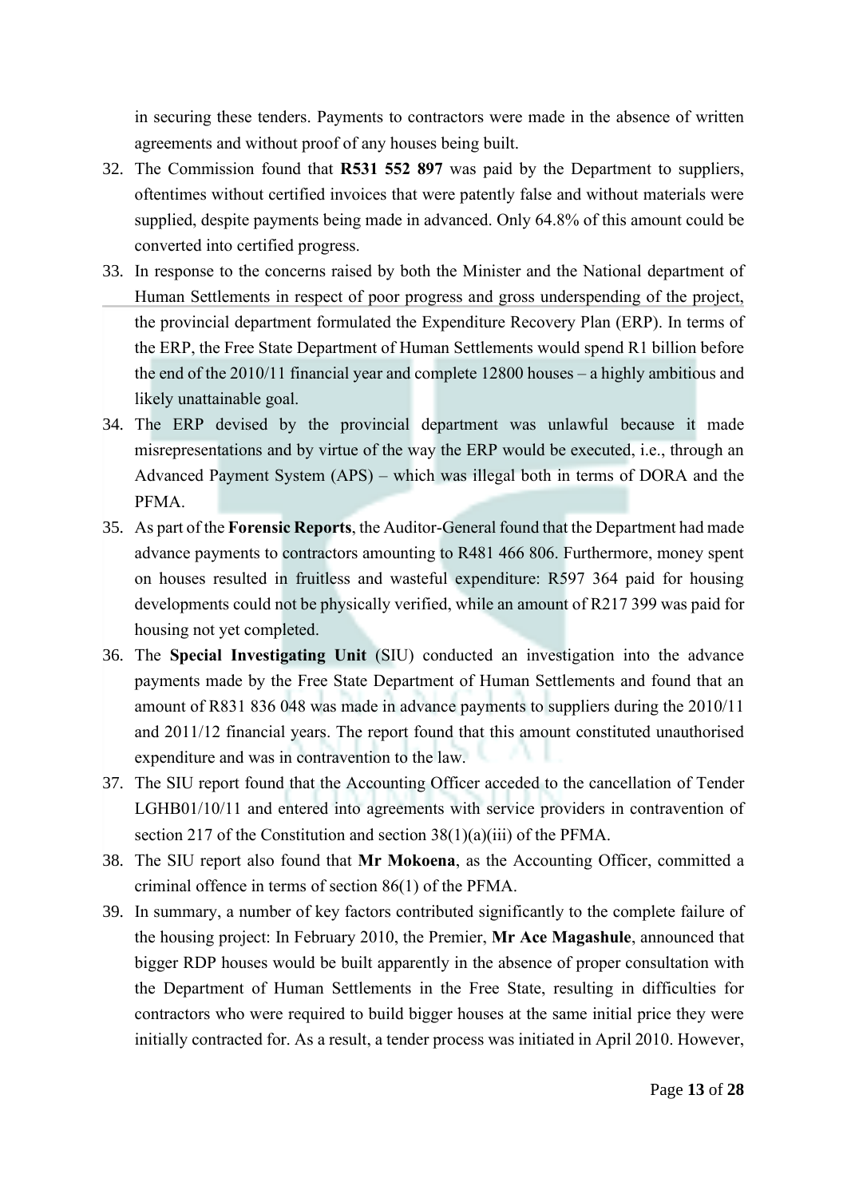in securing these tenders. Payments to contractors were made in the absence of written agreements and without proof of any houses being built.

32. The Commission found that **R531 552 897** was paid by the Department to suppliers, oftentimes without certified invoices that were patently false and without materials were supplied, despite payments being made in advanced. Only 64.8% of this amount could be converted into certified progress.
33. In response to the concerns raised by both the Minister and the National department of Human Settlements in respect of poor progress and gross underspending of the project, the provincial department formulated the Expenditure Recovery Plan (ERP). In terms of the ERP, the Free State Department of Human Settlements would spend R1 billion before the end of the 2010/11 financial year and complete 12800 houses – a highly ambitious and likely unattainable goal.
34. The ERP devised by the provincial department was unlawful because it made misrepresentations and by virtue of the way the ERP would be executed, i.e., through an Advanced Payment System (APS) – which was illegal both in terms of DORA and the PFMA.
35. As part of the **Forensic Reports**, the Auditor-General found that the Department had made advance payments to contractors amounting to R481 466 806. Furthermore, money spent on houses resulted in fruitless and wasteful expenditure: R597 364 paid for housing developments could not be physically verified, while an amount of R217 399 was paid for housing not yet completed.
36. The **Special Investigating Unit** (SIU) conducted an investigation into the advance payments made by the Free State Department of Human Settlements and found that an amount of R831 836 048 was made in advance payments to suppliers during the 2010/11 and 2011/12 financial years. The report found that this amount constituted unauthorised expenditure and was in contravention to the law.
37. The SIU report found that the Accounting Officer acceded to the cancellation of Tender LGHB01/10/11 and entered into agreements with service providers in contravention of section 217 of the Constitution and section 38(1)(a)(iii) of the PFMA.
38. The SIU report also found that **Mr Mokoena**, as the Accounting Officer, committed a criminal offence in terms of section 86(1) of the PFMA.
39. In summary, a number of key factors contributed significantly to the complete failure of the housing project: In February 2010, the Premier, **Mr Ace Magashule**, announced that bigger RDP houses would be built apparently in the absence of proper consultation with the Department of Human Settlements in the Free State, resulting in difficulties for contractors who were required to build bigger houses at the same initial price they were initially contracted for. As a result, a tender process was initiated in April 2010. However,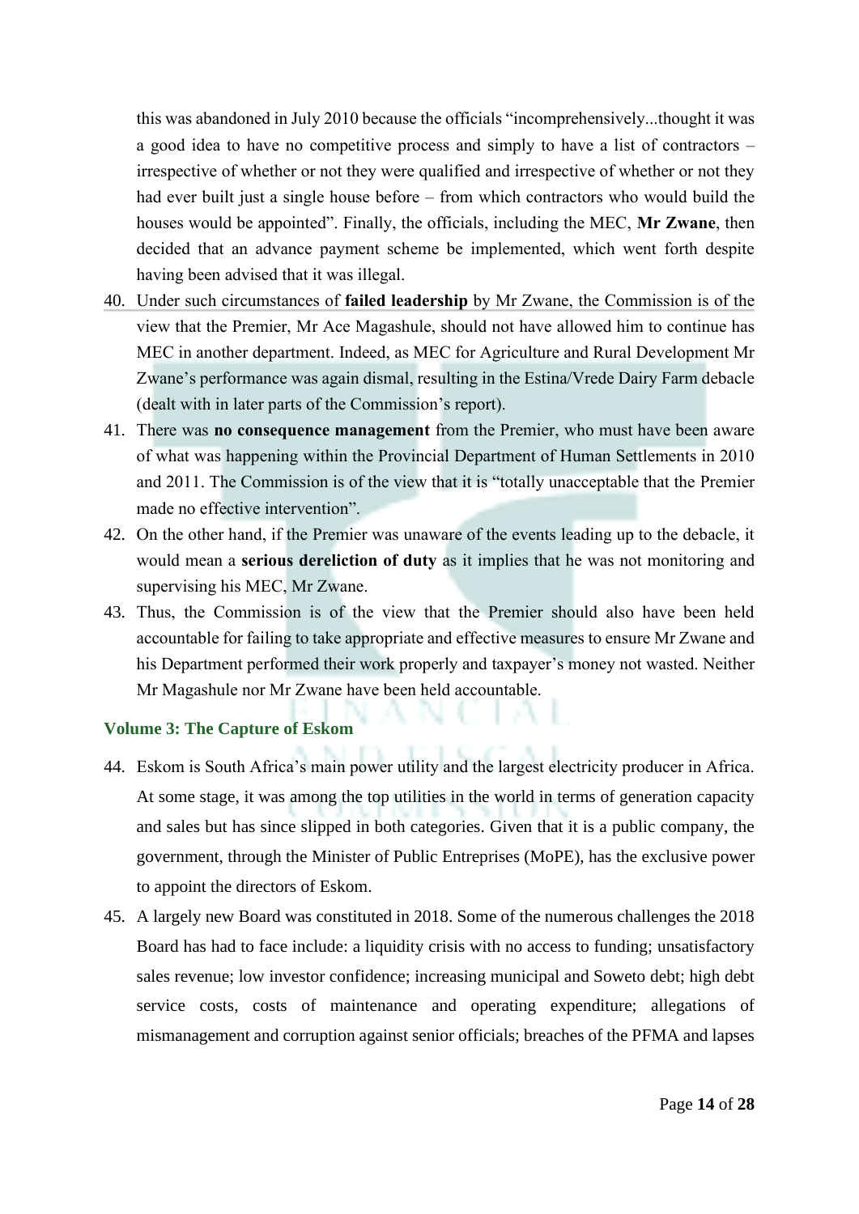this was abandoned in July 2010 because the officials "incomprehensively...thought it was a good idea to have no competitive process and simply to have a list of contractors – irrespective of whether or not they were qualified and irrespective of whether or not they had ever built just a single house before – from which contractors who would build the houses would be appointed". Finally, the officials, including the MEC, **Mr Zwane**, then decided that an advance payment scheme be implemented, which went forth despite having been advised that it was illegal.

40. Under such circumstances of **failed leadership** by Mr Zwane, the Commission is of the view that the Premier, Mr Ace Magashule, should not have allowed him to continue has MEC in another department. Indeed, as MEC for Agriculture and Rural Development Mr Zwane's performance was again dismal, resulting in the Estina/Vrede Dairy Farm debacle (dealt with in later parts of the Commission's report).
41. There was **no consequence management** from the Premier, who must have been aware of what was happening within the Provincial Department of Human Settlements in 2010 and 2011. The Commission is of the view that it is "totally unacceptable that the Premier made no effective intervention".
42. On the other hand, if the Premier was unaware of the events leading up to the debacle, it would mean a **serious dereliction of duty** as it implies that he was not monitoring and supervising his MEC, Mr Zwane.
43. Thus, the Commission is of the view that the Premier should also have been held accountable for failing to take appropriate and effective measures to ensure Mr Zwane and his Department performed their work properly and taxpayer's money not wasted. Neither Mr Magashule nor Mr Zwane have been held accountable.

### Volume 3: The Capture of Eskom

44. Eskom is South Africa's main power utility and the largest electricity producer in Africa. At some stage, it was among the top utilities in the world in terms of generation capacity and sales but has since slipped in both categories. Given that it is a public company, the government, through the Minister of Public Entreprises (MoPE), has the exclusive power to appoint the directors of Eskom.
45. A largely new Board was constituted in 2018. Some of the numerous challenges the 2018 Board has had to face include: a liquidity crisis with no access to funding; unsatisfactory sales revenue; low investor confidence; increasing municipal and Soweto debt; high debt service costs, costs of maintenance and operating expenditure; allegations of mismanagement and corruption against senior officials; breaches of the PFMA and lapses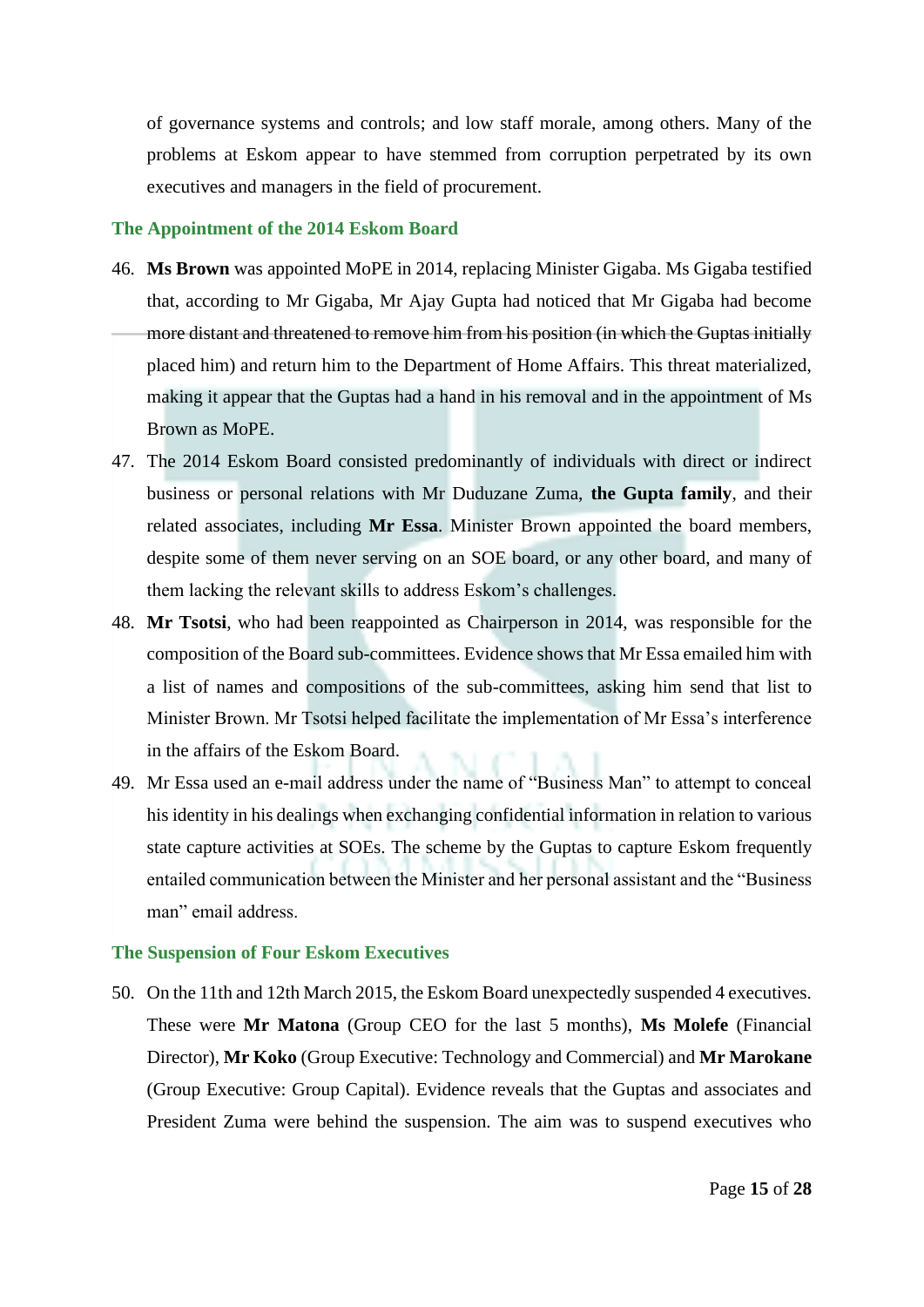of governance systems and controls; and low staff morale, among others. Many of the problems at Eskom appear to have stemmed from corruption perpetrated by its own executives and managers in the field of procurement.

### The Appointment of the 2014 Eskom Board

46. **Ms Brown** was appointed MoPE in 2014, replacing Minister Gigaba. Ms Gigaba testified that, according to Mr Gigaba, Mr Ajay Gupta had noticed that Mr Gigaba had become more distant and threatened to remove him from his position (in which the Guptas initially placed him) and return him to the Department of Home Affairs. This threat materialized, making it appear that the Guptas had a hand in his removal and in the appointment of Ms Brown as MoPE.
47. The 2014 Eskom Board consisted predominantly of individuals with direct or indirect business or personal relations with Mr Duduzane Zuma, **the Gupta family**, and their related associates, including **Mr Essa**. Minister Brown appointed the board members, despite some of them never serving on an SOE board, or any other board, and many of them lacking the relevant skills to address Eskom's challenges.
48. **Mr Tsotsi**, who had been reappointed as Chairperson in 2014, was responsible for the composition of the Board sub-committees. Evidence shows that Mr Essa emailed him with a list of names and compositions of the sub-committees, asking him send that list to Minister Brown. Mr Tsotsi helped facilitate the implementation of Mr Essa's interference in the affairs of the Eskom Board.
49. Mr Essa used an e-mail address under the name of "Business Man" to attempt to conceal his identity in his dealings when exchanging confidential information in relation to various state capture activities at SOEs. The scheme by the Guptas to capture Eskom frequently entailed communication between the Minister and her personal assistant and the "Business man" email address.

### The Suspension of Four Eskom Executives

50. On the 11th and 12th March 2015, the Eskom Board unexpectedly suspended 4 executives. These were **Mr Matona** (Group CEO for the last 5 months), **Ms Molefe** (Financial Director), **Mr Koko** (Group Executive: Technology and Commercial) and **Mr Marokane** (Group Executive: Group Capital). Evidence reveals that the Guptas and associates and President Zuma were behind the suspension. The aim was to suspend executives who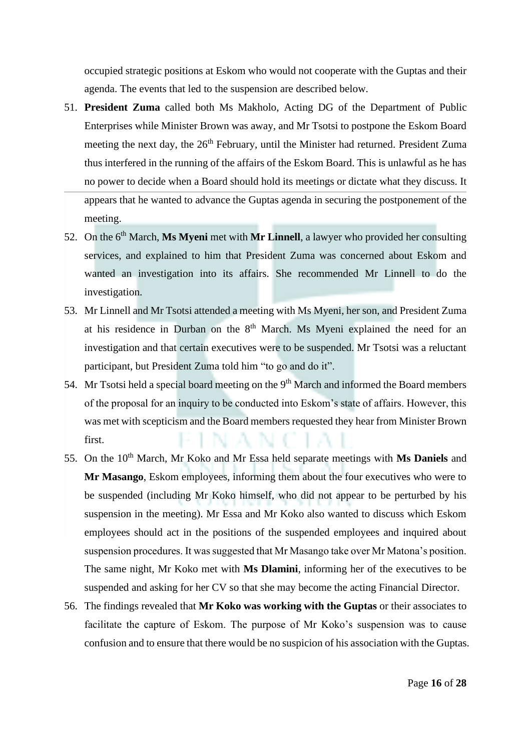occupied strategic positions at Eskom who would not cooperate with the Guptas and their agenda. The events that led to the suspension are described below.

51. **President Zuma** called both Ms Makholo, Acting DG of the Department of Public Enterprises while Minister Brown was away, and Mr Tsotsi to postpone the Eskom Board meeting the next day, the 26th February, until the Minister had returned. President Zuma thus interfered in the running of the affairs of the Eskom Board. This is unlawful as he has no power to decide when a Board should hold its meetings or dictate what they discuss. It appears that he wanted to advance the Guptas agenda in securing the postponement of the meeting.
52. On the 6th March, **Ms Myeni** met with **Mr Linnell**, a lawyer who provided her consulting services, and explained to him that President Zuma was concerned about Eskom and wanted an investigation into its affairs. She recommended Mr Linnell to do the investigation.
53. Mr Linnell and Mr Tsotsi attended a meeting with Ms Myeni, her son, and President Zuma at his residence in Durban on the 8th March. Ms Myeni explained the need for an investigation and that certain executives were to be suspended. Mr Tsotsi was a reluctant participant, but President Zuma told him "to go and do it".
54. Mr Tsotsi held a special board meeting on the 9th March and informed the Board members of the proposal for an inquiry to be conducted into Eskom's state of affairs. However, this was met with scepticism and the Board members requested they hear from Minister Brown first.
55. On the 10th March, Mr Koko and Mr Essa held separate meetings with **Ms Daniels** and **Mr Masango**, Eskom employees, informing them about the four executives who were to be suspended (including Mr Koko himself, who did not appear to be perturbed by his suspension in the meeting). Mr Essa and Mr Koko also wanted to discuss which Eskom employees should act in the positions of the suspended employees and inquired about suspension procedures. It was suggested that Mr Masango take over Mr Matona's position. The same night, Mr Koko met with **Ms Dlamini**, informing her of the executives to be suspended and asking for her CV so that she may become the acting Financial Director.
56. The findings revealed that **Mr Koko was working with the Guptas** or their associates to facilitate the capture of Eskom. The purpose of Mr Koko's suspension was to cause confusion and to ensure that there would be no suspicion of his association with the Guptas.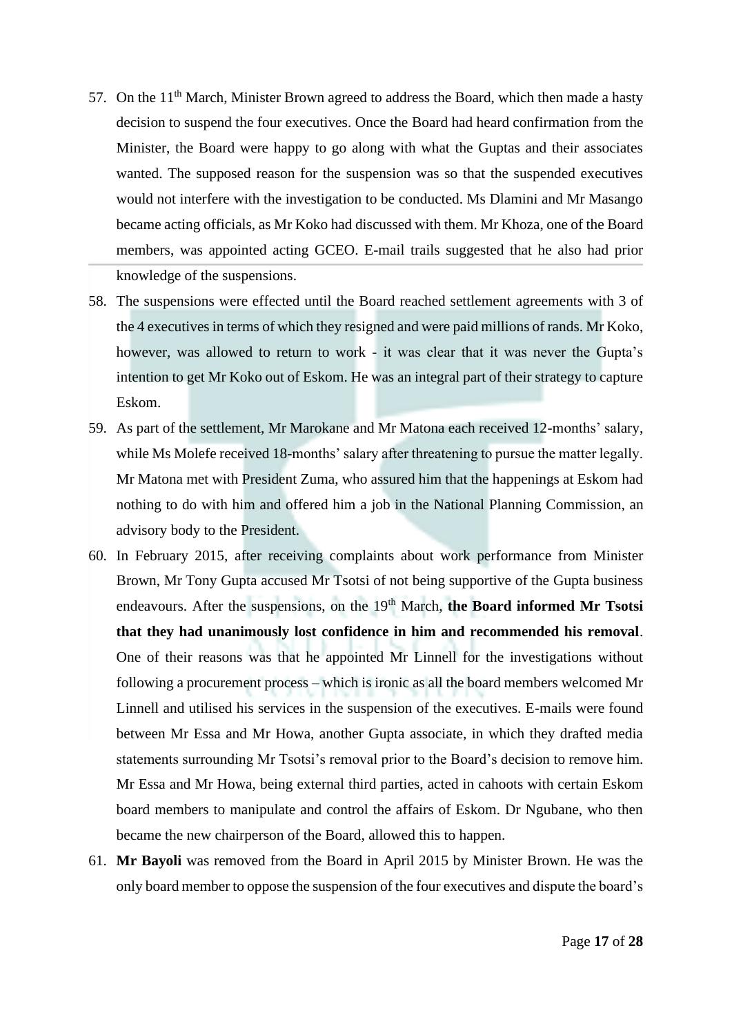57. On the 11th March, Minister Brown agreed to address the Board, which then made a hasty decision to suspend the four executives. Once the Board had heard confirmation from the Minister, the Board were happy to go along with what the Guptas and their associates wanted. The supposed reason for the suspension was so that the suspended executives would not interfere with the investigation to be conducted. Ms Dlamini and Mr Masango became acting officials, as Mr Koko had discussed with them. Mr Khoza, one of the Board members, was appointed acting GCEO. E-mail trails suggested that he also had prior knowledge of the suspensions.
58. The suspensions were effected until the Board reached settlement agreements with 3 of the 4 executives in terms of which they resigned and were paid millions of rands. Mr Koko, however, was allowed to return to work - it was clear that it was never the Gupta's intention to get Mr Koko out of Eskom. He was an integral part of their strategy to capture Eskom.
59. As part of the settlement, Mr Marokane and Mr Matona each received 12-months' salary, while Ms Molefe received 18-months' salary after threatening to pursue the matter legally. Mr Matona met with President Zuma, who assured him that the happenings at Eskom had nothing to do with him and offered him a job in the National Planning Commission, an advisory body to the President.
60. In February 2015, after receiving complaints about work performance from Minister Brown, Mr Tony Gupta accused Mr Tsotsi of not being supportive of the Gupta business endeavours. After the suspensions, on the 19th March, **the Board informed Mr Tsotsi that they had unanimously lost confidence in him and recommended his removal**. One of their reasons was that he appointed Mr Linnell for the investigations without following a procurement process – which is ironic as all the board members welcomed Mr Linnell and utilised his services in the suspension of the executives. E-mails were found between Mr Essa and Mr Howa, another Gupta associate, in which they drafted media statements surrounding Mr Tsotsi's removal prior to the Board's decision to remove him. Mr Essa and Mr Howa, being external third parties, acted in cahoots with certain Eskom board members to manipulate and control the affairs of Eskom. Dr Ngubane, who then became the new chairperson of the Board, allowed this to happen.
61. **Mr Bayoli** was removed from the Board in April 2015 by Minister Brown. He was the only board member to oppose the suspension of the four executives and dispute the board's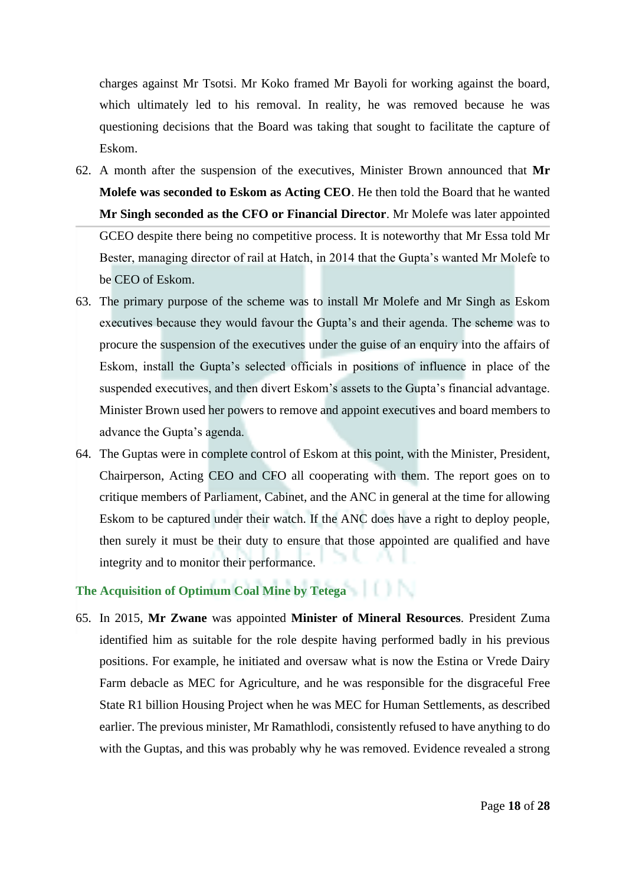charges against Mr Tsotsi. Mr Koko framed Mr Bayoli for working against the board, which ultimately led to his removal. In reality, he was removed because he was questioning decisions that the Board was taking that sought to facilitate the capture of Eskom.

62. A month after the suspension of the executives, Minister Brown announced that **Mr Molefe was seconded to Eskom as Acting CEO**. He then told the Board that he wanted **Mr Singh seconded as the CFO or Financial Director**. Mr Molefe was later appointed GCEO despite there being no competitive process. It is noteworthy that Mr Essa told Mr Bester, managing director of rail at Hatch, in 2014 that the Gupta's wanted Mr Molefe to be CEO of Eskom.

63. The primary purpose of the scheme was to install Mr Molefe and Mr Singh as Eskom executives because they would favour the Gupta's and their agenda. The scheme was to procure the suspension of the executives under the guise of an enquiry into the affairs of Eskom, install the Gupta's selected officials in positions of influence in place of the suspended executives, and then divert Eskom's assets to the Gupta's financial advantage. Minister Brown used her powers to remove and appoint executives and board members to advance the Gupta's agenda.

64. The Guptas were in complete control of Eskom at this point, with the Minister, President, Chairperson, Acting CEO and CFO all cooperating with them. The report goes on to critique members of Parliament, Cabinet, and the ANC in general at the time for allowing Eskom to be captured under their watch. If the ANC does have a right to deploy people, then surely it must be their duty to ensure that those appointed are qualified and have integrity and to monitor their performance.

### The Acquisition of Optimum Coal Mine by Tetega

65. In 2015, **Mr Zwane** was appointed **Minister of Mineral Resources**. President Zuma identified him as suitable for the role despite having performed badly in his previous positions. For example, he initiated and oversaw what is now the Estina or Vrede Dairy Farm debacle as MEC for Agriculture, and he was responsible for the disgraceful Free State R1 billion Housing Project when he was MEC for Human Settlements, as described earlier. The previous minister, Mr Ramathlodi, consistently refused to have anything to do with the Guptas, and this was probably why he was removed. Evidence revealed a strong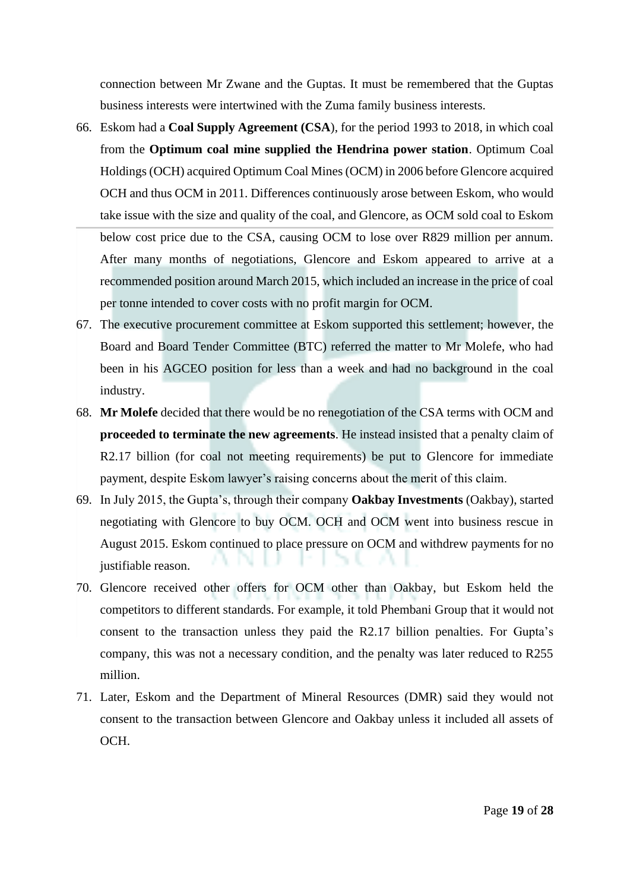connection between Mr Zwane and the Guptas. It must be remembered that the Guptas business interests were intertwined with the Zuma family business interests.

66. Eskom had a **Coal Supply Agreement (CSA**), for the period 1993 to 2018, in which coal from the **Optimum coal mine supplied the Hendrina power station**. Optimum Coal Holdings (OCH) acquired Optimum Coal Mines (OCM) in 2006 before Glencore acquired OCH and thus OCM in 2011. Differences continuously arose between Eskom, who would take issue with the size and quality of the coal, and Glencore, as OCM sold coal to Eskom below cost price due to the CSA, causing OCM to lose over R829 million per annum. After many months of negotiations, Glencore and Eskom appeared to arrive at a recommended position around March 2015, which included an increase in the price of coal per tonne intended to cover costs with no profit margin for OCM.
67. The executive procurement committee at Eskom supported this settlement; however, the Board and Board Tender Committee (BTC) referred the matter to Mr Molefe, who had been in his AGCEO position for less than a week and had no background in the coal industry.
68. **Mr Molefe** decided that there would be no renegotiation of the CSA terms with OCM and **proceeded to terminate the new agreements**. He instead insisted that a penalty claim of R2.17 billion (for coal not meeting requirements) be put to Glencore for immediate payment, despite Eskom lawyer's raising concerns about the merit of this claim.
69. In July 2015, the Gupta's, through their company **Oakbay Investments** (Oakbay), started negotiating with Glencore to buy OCM. OCH and OCM went into business rescue in August 2015. Eskom continued to place pressure on OCM and withdrew payments for no justifiable reason.
70. Glencore received other offers for OCM other than Oakbay, but Eskom held the competitors to different standards. For example, it told Phembani Group that it would not consent to the transaction unless they paid the R2.17 billion penalties. For Gupta's company, this was not a necessary condition, and the penalty was later reduced to R255 million.
71. Later, Eskom and the Department of Mineral Resources (DMR) said they would not consent to the transaction between Glencore and Oakbay unless it included all assets of OCH.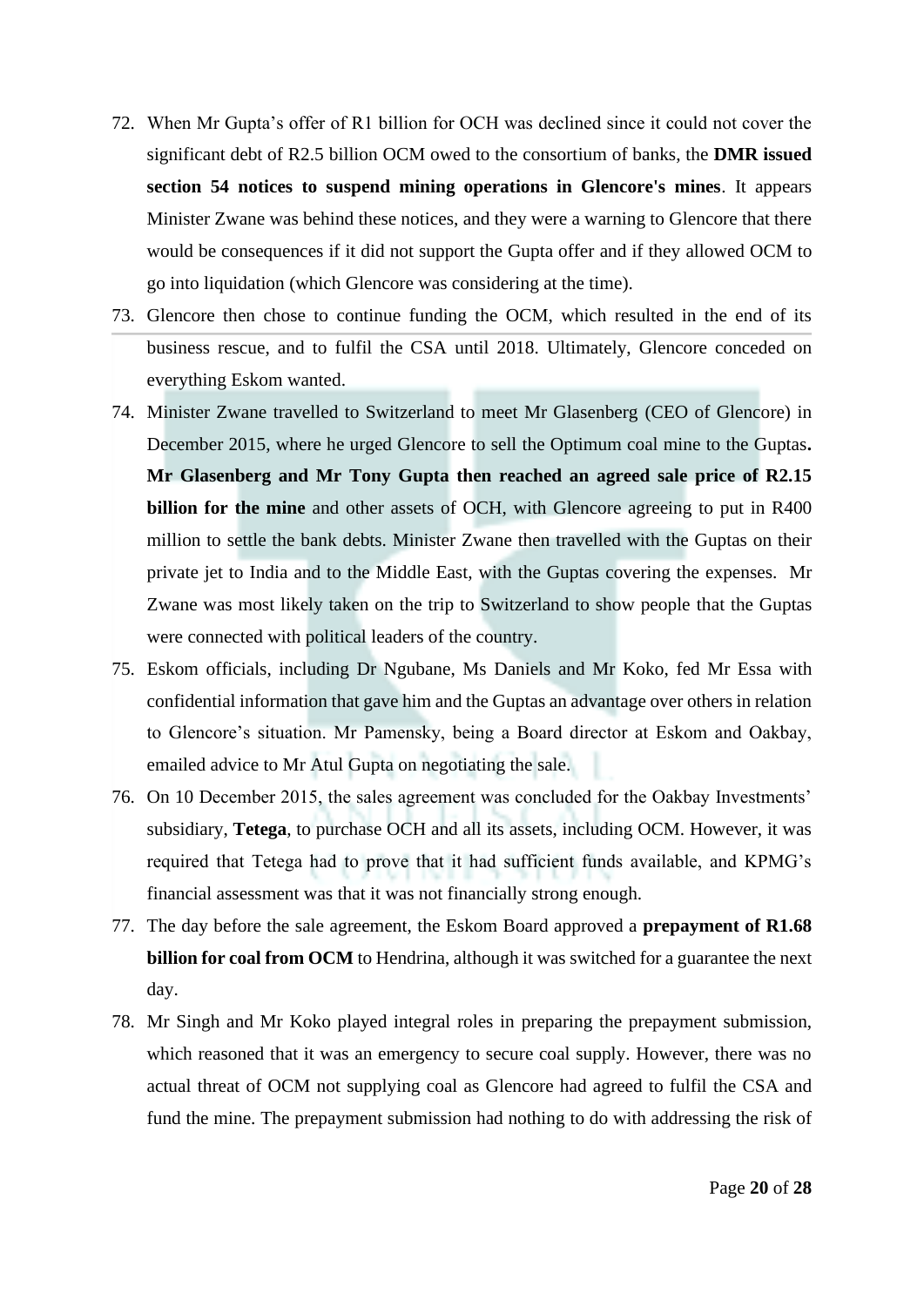72. When Mr Gupta's offer of R1 billion for OCH was declined since it could not cover the significant debt of R2.5 billion OCM owed to the consortium of banks, the **DMR issued section 54 notices to suspend mining operations in Glencore's mines**. It appears Minister Zwane was behind these notices, and they were a warning to Glencore that there would be consequences if it did not support the Gupta offer and if they allowed OCM to go into liquidation (which Glencore was considering at the time).
73. Glencore then chose to continue funding the OCM, which resulted in the end of its business rescue, and to fulfil the CSA until 2018. Ultimately, Glencore conceded on everything Eskom wanted.
74. Minister Zwane travelled to Switzerland to meet Mr Glasenberg (CEO of Glencore) in December 2015, where he urged Glencore to sell the Optimum coal mine to the Guptas**. Mr Glasenberg and Mr Tony Gupta then reached an agreed sale price of R2.15 billion for the mine** and other assets of OCH, with Glencore agreeing to put in R400 million to settle the bank debts. Minister Zwane then travelled with the Guptas on their private jet to India and to the Middle East, with the Guptas covering the expenses. Mr Zwane was most likely taken on the trip to Switzerland to show people that the Guptas were connected with political leaders of the country.
75. Eskom officials, including Dr Ngubane, Ms Daniels and Mr Koko, fed Mr Essa with confidential information that gave him and the Guptas an advantage over others in relation to Glencore's situation. Mr Pamensky, being a Board director at Eskom and Oakbay, emailed advice to Mr Atul Gupta on negotiating the sale.
76. On 10 December 2015, the sales agreement was concluded for the Oakbay Investments' subsidiary, **Tetega**, to purchase OCH and all its assets, including OCM. However, it was required that Tetega had to prove that it had sufficient funds available, and KPMG's financial assessment was that it was not financially strong enough.
77. The day before the sale agreement, the Eskom Board approved a **prepayment of R1.68 billion for coal from OCM** to Hendrina, although it was switched for a guarantee the next day.
78. Mr Singh and Mr Koko played integral roles in preparing the prepayment submission, which reasoned that it was an emergency to secure coal supply. However, there was no actual threat of OCM not supplying coal as Glencore had agreed to fulfil the CSA and fund the mine. The prepayment submission had nothing to do with addressing the risk of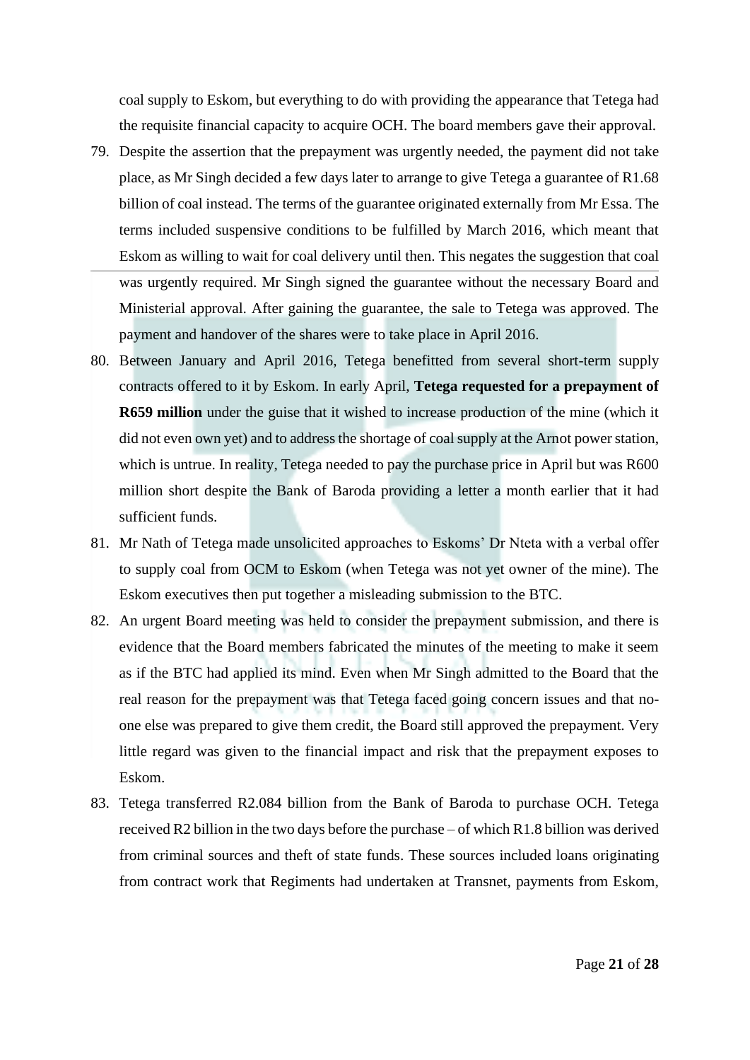coal supply to Eskom, but everything to do with providing the appearance that Tetega had the requisite financial capacity to acquire OCH. The board members gave their approval.

79. Despite the assertion that the prepayment was urgently needed, the payment did not take place, as Mr Singh decided a few days later to arrange to give Tetega a guarantee of R1.68 billion of coal instead. The terms of the guarantee originated externally from Mr Essa. The terms included suspensive conditions to be fulfilled by March 2016, which meant that Eskom as willing to wait for coal delivery until then. This negates the suggestion that coal was urgently required. Mr Singh signed the guarantee without the necessary Board and Ministerial approval. After gaining the guarantee, the sale to Tetega was approved. The payment and handover of the shares were to take place in April 2016.

80. Between January and April 2016, Tetega benefitted from several short-term supply contracts offered to it by Eskom. In early April, **Tetega requested for a prepayment of R659 million** under the guise that it wished to increase production of the mine (which it did not even own yet) and to address the shortage of coal supply at the Arnot power station, which is untrue. In reality, Tetega needed to pay the purchase price in April but was R600 million short despite the Bank of Baroda providing a letter a month earlier that it had sufficient funds.

81. Mr Nath of Tetega made unsolicited approaches to Eskoms' Dr Nteta with a verbal offer to supply coal from OCM to Eskom (when Tetega was not yet owner of the mine). The Eskom executives then put together a misleading submission to the BTC.

82. An urgent Board meeting was held to consider the prepayment submission, and there is evidence that the Board members fabricated the minutes of the meeting to make it seem as if the BTC had applied its mind. Even when Mr Singh admitted to the Board that the real reason for the prepayment was that Tetega faced going concern issues and that no-one else was prepared to give them credit, the Board still approved the prepayment. Very little regard was given to the financial impact and risk that the prepayment exposes to Eskom.

83. Tetega transferred R2.084 billion from the Bank of Baroda to purchase OCH. Tetega received R2 billion in the two days before the purchase – of which R1.8 billion was derived from criminal sources and theft of state funds. These sources included loans originating from contract work that Regiments had undertaken at Transnet, payments from Eskom,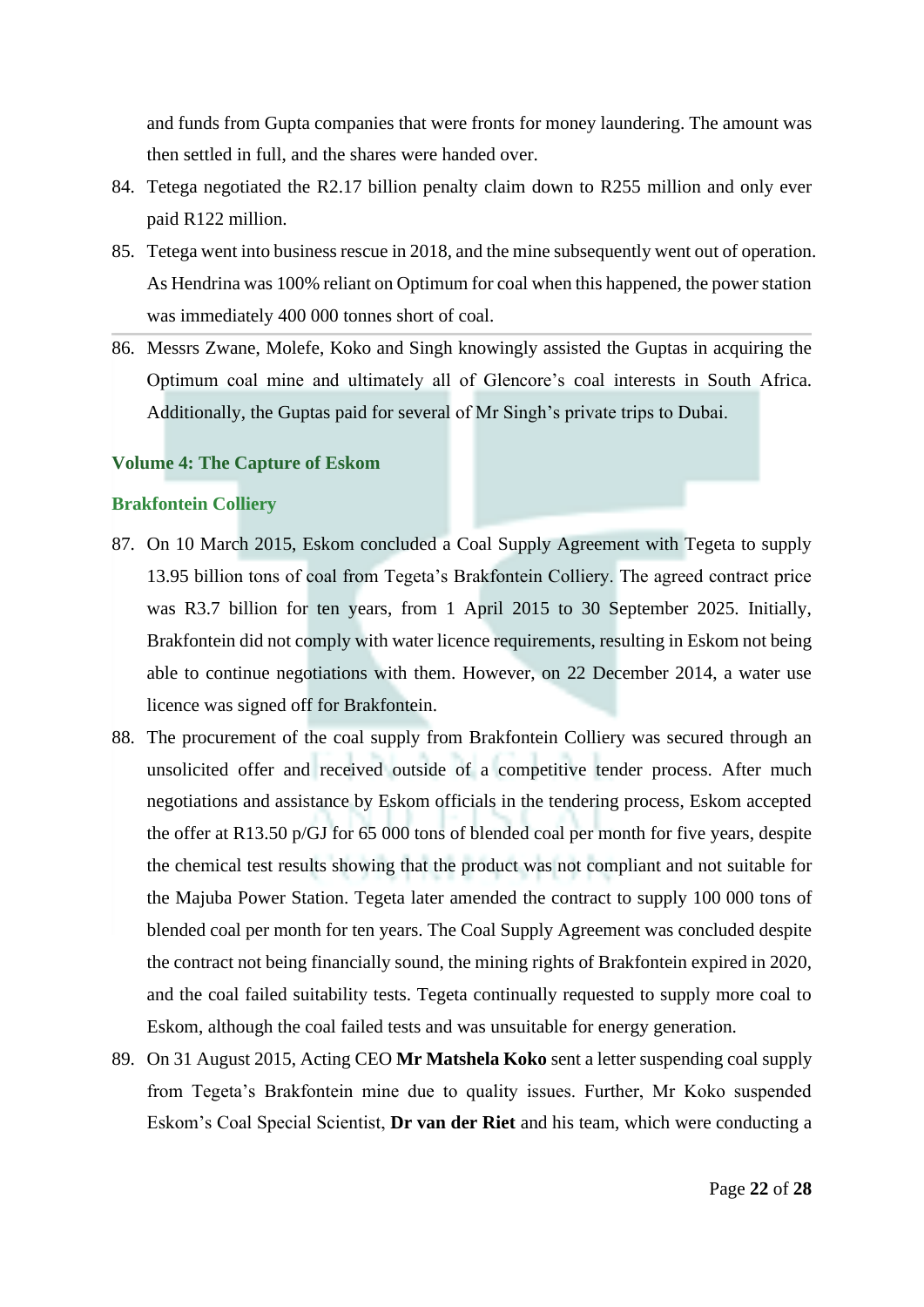and funds from Gupta companies that were fronts for money laundering. The amount was then settled in full, and the shares were handed over.

84. Tetega negotiated the R2.17 billion penalty claim down to R255 million and only ever paid R122 million.
85. Tetega went into business rescue in 2018, and the mine subsequently went out of operation. As Hendrina was 100% reliant on Optimum for coal when this happened, the power station was immediately 400 000 tonnes short of coal.
86. Messrs Zwane, Molefe, Koko and Singh knowingly assisted the Guptas in acquiring the Optimum coal mine and ultimately all of Glencore's coal interests in South Africa. Additionally, the Guptas paid for several of Mr Singh's private trips to Dubai.

## Volume 4: The Capture of Eskom

### Brakfontein Colliery

87. On 10 March 2015, Eskom concluded a Coal Supply Agreement with Tegeta to supply 13.95 billion tons of coal from Tegeta's Brakfontein Colliery. The agreed contract price was R3.7 billion for ten years, from 1 April 2015 to 30 September 2025. Initially, Brakfontein did not comply with water licence requirements, resulting in Eskom not being able to continue negotiations with them. However, on 22 December 2014, a water use licence was signed off for Brakfontein.
88. The procurement of the coal supply from Brakfontein Colliery was secured through an unsolicited offer and received outside of a competitive tender process. After much negotiations and assistance by Eskom officials in the tendering process, Eskom accepted the offer at R13.50 p/GJ for 65 000 tons of blended coal per month for five years, despite the chemical test results showing that the product was not compliant and not suitable for the Majuba Power Station. Tegeta later amended the contract to supply 100 000 tons of blended coal per month for ten years. The Coal Supply Agreement was concluded despite the contract not being financially sound, the mining rights of Brakfontein expired in 2020, and the coal failed suitability tests. Tegeta continually requested to supply more coal to Eskom, although the coal failed tests and was unsuitable for energy generation.
89. On 31 August 2015, Acting CEO **Mr Matshela Koko** sent a letter suspending coal supply from Tegeta's Brakfontein mine due to quality issues. Further, Mr Koko suspended Eskom's Coal Special Scientist, **Dr van der Riet** and his team, which were conducting a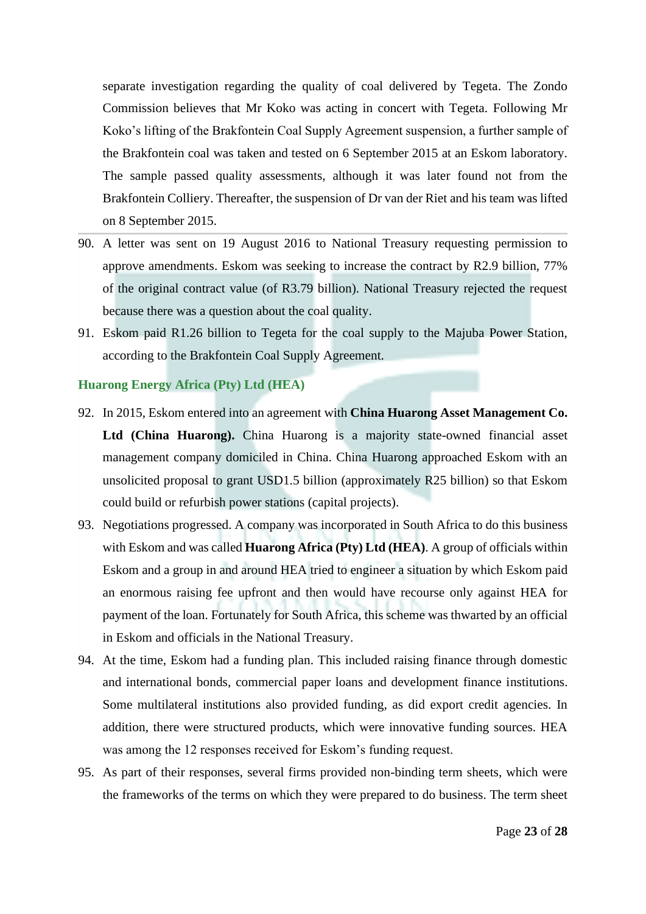separate investigation regarding the quality of coal delivered by Tegeta. The Zondo Commission believes that Mr Koko was acting in concert with Tegeta. Following Mr Koko's lifting of the Brakfontein Coal Supply Agreement suspension, a further sample of the Brakfontein coal was taken and tested on 6 September 2015 at an Eskom laboratory. The sample passed quality assessments, although it was later found not from the Brakfontein Colliery. Thereafter, the suspension of Dr van der Riet and his team was lifted on 8 September 2015.

90. A letter was sent on 19 August 2016 to National Treasury requesting permission to approve amendments. Eskom was seeking to increase the contract by R2.9 billion, 77% of the original contract value (of R3.79 billion). National Treasury rejected the request because there was a question about the coal quality.
91. Eskom paid R1.26 billion to Tegeta for the coal supply to the Majuba Power Station, according to the Brakfontein Coal Supply Agreement.

### Huarong Energy Africa (Pty) Ltd (HEA)

92. In 2015, Eskom entered into an agreement with **China Huarong Asset Management Co. Ltd (China Huarong).** China Huarong is a majority state-owned financial asset management company domiciled in China. China Huarong approached Eskom with an unsolicited proposal to grant USD1.5 billion (approximately R25 billion) so that Eskom could build or refurbish power stations (capital projects).
93. Negotiations progressed. A company was incorporated in South Africa to do this business with Eskom and was called **Huarong Africa (Pty) Ltd (HEA)**. A group of officials within Eskom and a group in and around HEA tried to engineer a situation by which Eskom paid an enormous raising fee upfront and then would have recourse only against HEA for payment of the loan. Fortunately for South Africa, this scheme was thwarted by an official in Eskom and officials in the National Treasury.
94. At the time, Eskom had a funding plan. This included raising finance through domestic and international bonds, commercial paper loans and development finance institutions. Some multilateral institutions also provided funding, as did export credit agencies. In addition, there were structured products, which were innovative funding sources. HEA was among the 12 responses received for Eskom's funding request.
95. As part of their responses, several firms provided non-binding term sheets, which were the frameworks of the terms on which they were prepared to do business. The term sheet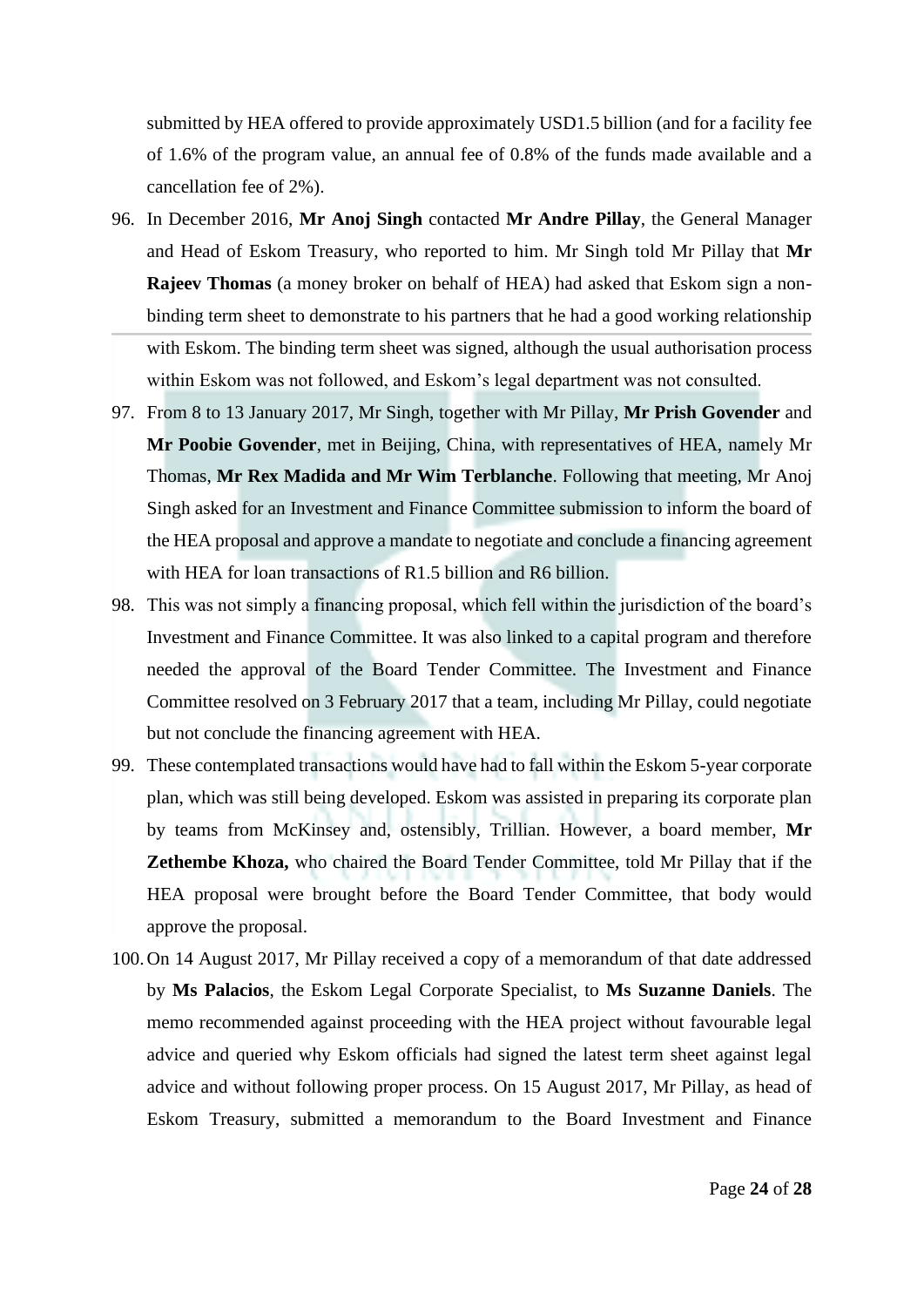submitted by HEA offered to provide approximately USD1.5 billion (and for a facility fee of 1.6% of the program value, an annual fee of 0.8% of the funds made available and a cancellation fee of 2%).

96. In December 2016, **Mr Anoj Singh** contacted **Mr Andre Pillay**, the General Manager and Head of Eskom Treasury, who reported to him. Mr Singh told Mr Pillay that **Mr Rajeev Thomas** (a money broker on behalf of HEA) had asked that Eskom sign a non-binding term sheet to demonstrate to his partners that he had a good working relationship with Eskom. The binding term sheet was signed, although the usual authorisation process within Eskom was not followed, and Eskom's legal department was not consulted.

97. From 8 to 13 January 2017, Mr Singh, together with Mr Pillay, **Mr Prish Govender** and **Mr Poobie Govender**, met in Beijing, China, with representatives of HEA, namely Mr Thomas, **Mr Rex Madida and Mr Wim Terblanche**. Following that meeting, Mr Anoj Singh asked for an Investment and Finance Committee submission to inform the board of the HEA proposal and approve a mandate to negotiate and conclude a financing agreement with HEA for loan transactions of R1.5 billion and R6 billion.

98. This was not simply a financing proposal, which fell within the jurisdiction of the board's Investment and Finance Committee. It was also linked to a capital program and therefore needed the approval of the Board Tender Committee. The Investment and Finance Committee resolved on 3 February 2017 that a team, including Mr Pillay, could negotiate but not conclude the financing agreement with HEA.

99. These contemplated transactions would have had to fall within the Eskom 5-year corporate plan, which was still being developed. Eskom was assisted in preparing its corporate plan by teams from McKinsey and, ostensibly, Trillian. However, a board member, **Mr Zethembe Khoza,** who chaired the Board Tender Committee, told Mr Pillay that if the HEA proposal were brought before the Board Tender Committee, that body would approve the proposal.

100. On 14 August 2017, Mr Pillay received a copy of a memorandum of that date addressed by **Ms Palacios**, the Eskom Legal Corporate Specialist, to **Ms Suzanne Daniels**. The memo recommended against proceeding with the HEA project without favourable legal advice and queried why Eskom officials had signed the latest term sheet against legal advice and without following proper process. On 15 August 2017, Mr Pillay, as head of Eskom Treasury, submitted a memorandum to the Board Investment and Finance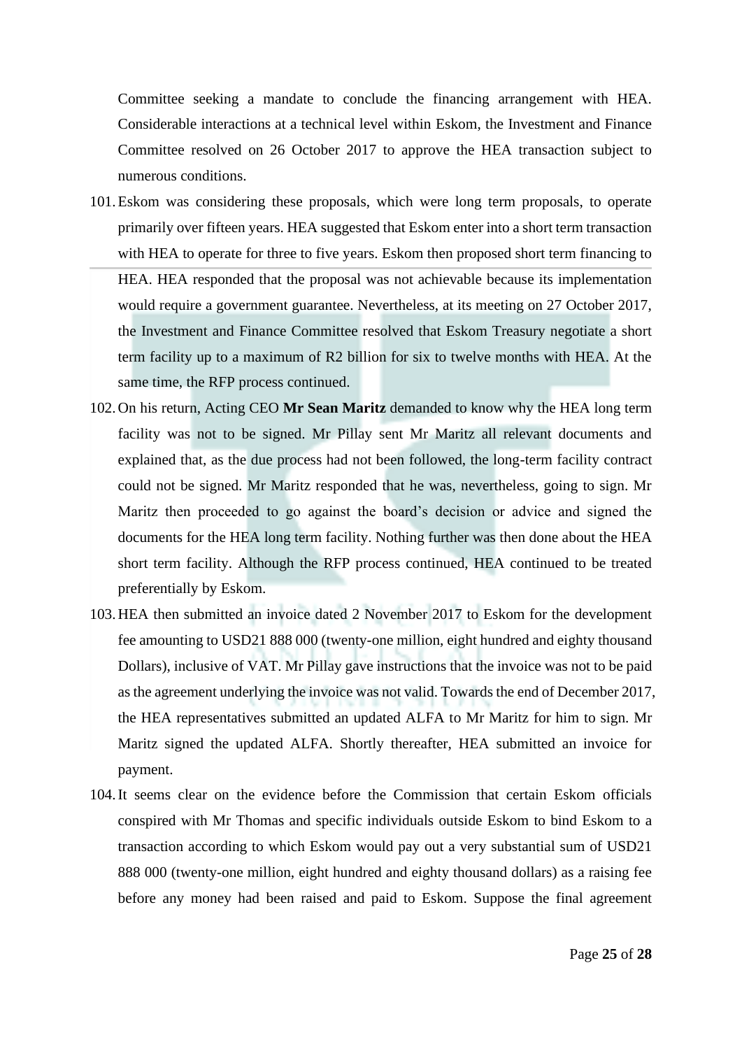Committee seeking a mandate to conclude the financing arrangement with HEA. Considerable interactions at a technical level within Eskom, the Investment and Finance Committee resolved on 26 October 2017 to approve the HEA transaction subject to numerous conditions.

101. Eskom was considering these proposals, which were long term proposals, to operate primarily over fifteen years. HEA suggested that Eskom enter into a short term transaction with HEA to operate for three to five years. Eskom then proposed short term financing to HEA. HEA responded that the proposal was not achievable because its implementation would require a government guarantee. Nevertheless, at its meeting on 27 October 2017, the Investment and Finance Committee resolved that Eskom Treasury negotiate a short term facility up to a maximum of R2 billion for six to twelve months with HEA. At the same time, the RFP process continued.

102. On his return, Acting CEO **Mr Sean Maritz** demanded to know why the HEA long term facility was not to be signed. Mr Pillay sent Mr Maritz all relevant documents and explained that, as the due process had not been followed, the long-term facility contract could not be signed. Mr Maritz responded that he was, nevertheless, going to sign. Mr Maritz then proceeded to go against the board's decision or advice and signed the documents for the HEA long term facility. Nothing further was then done about the HEA short term facility. Although the RFP process continued, HEA continued to be treated preferentially by Eskom.

103. HEA then submitted an invoice dated 2 November 2017 to Eskom for the development fee amounting to USD21 888 000 (twenty-one million, eight hundred and eighty thousand Dollars), inclusive of VAT. Mr Pillay gave instructions that the invoice was not to be paid as the agreement underlying the invoice was not valid. Towards the end of December 2017, the HEA representatives submitted an updated ALFA to Mr Maritz for him to sign. Mr Maritz signed the updated ALFA. Shortly thereafter, HEA submitted an invoice for payment.

104. It seems clear on the evidence before the Commission that certain Eskom officials conspired with Mr Thomas and specific individuals outside Eskom to bind Eskom to a transaction according to which Eskom would pay out a very substantial sum of USD21 888 000 (twenty-one million, eight hundred and eighty thousand dollars) as a raising fee before any money had been raised and paid to Eskom. Suppose the final agreement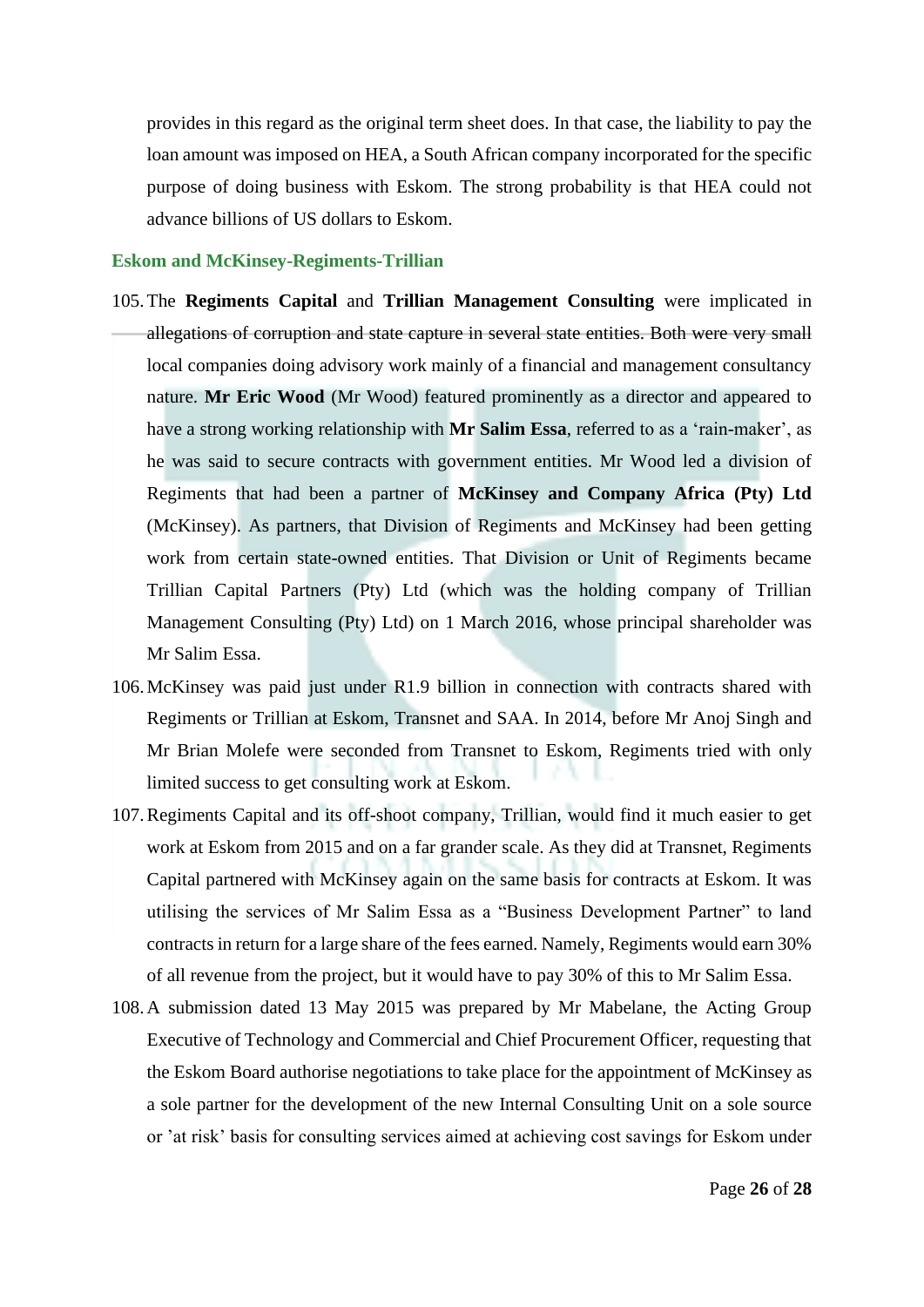provides in this regard as the original term sheet does. In that case, the liability to pay the loan amount was imposed on HEA, a South African company incorporated for the specific purpose of doing business with Eskom. The strong probability is that HEA could not advance billions of US dollars to Eskom.

### Eskom and McKinsey-Regiments-Trillian

105. The **Regiments Capital** and **Trillian Management Consulting** were implicated in allegations of corruption and state capture in several state entities. Both were very small local companies doing advisory work mainly of a financial and management consultancy nature. **Mr Eric Wood** (Mr Wood) featured prominently as a director and appeared to have a strong working relationship with **Mr Salim Essa**, referred to as a 'rain-maker', as he was said to secure contracts with government entities. Mr Wood led a division of Regiments that had been a partner of **McKinsey and Company Africa (Pty) Ltd** (McKinsey). As partners, that Division of Regiments and McKinsey had been getting work from certain state-owned entities. That Division or Unit of Regiments became Trillian Capital Partners (Pty) Ltd (which was the holding company of Trillian Management Consulting (Pty) Ltd) on 1 March 2016, whose principal shareholder was Mr Salim Essa.

106. McKinsey was paid just under R1.9 billion in connection with contracts shared with Regiments or Trillian at Eskom, Transnet and SAA. In 2014, before Mr Anoj Singh and Mr Brian Molefe were seconded from Transnet to Eskom, Regiments tried with only limited success to get consulting work at Eskom.

107. Regiments Capital and its off-shoot company, Trillian, would find it much easier to get work at Eskom from 2015 and on a far grander scale. As they did at Transnet, Regiments Capital partnered with McKinsey again on the same basis for contracts at Eskom. It was utilising the services of Mr Salim Essa as a "Business Development Partner" to land contracts in return for a large share of the fees earned. Namely, Regiments would earn 30% of all revenue from the project, but it would have to pay 30% of this to Mr Salim Essa.

108. A submission dated 13 May 2015 was prepared by Mr Mabelane, the Acting Group Executive of Technology and Commercial and Chief Procurement Officer, requesting that the Eskom Board authorise negotiations to take place for the appointment of McKinsey as a sole partner for the development of the new Internal Consulting Unit on a sole source or 'at risk' basis for consulting services aimed at achieving cost savings for Eskom under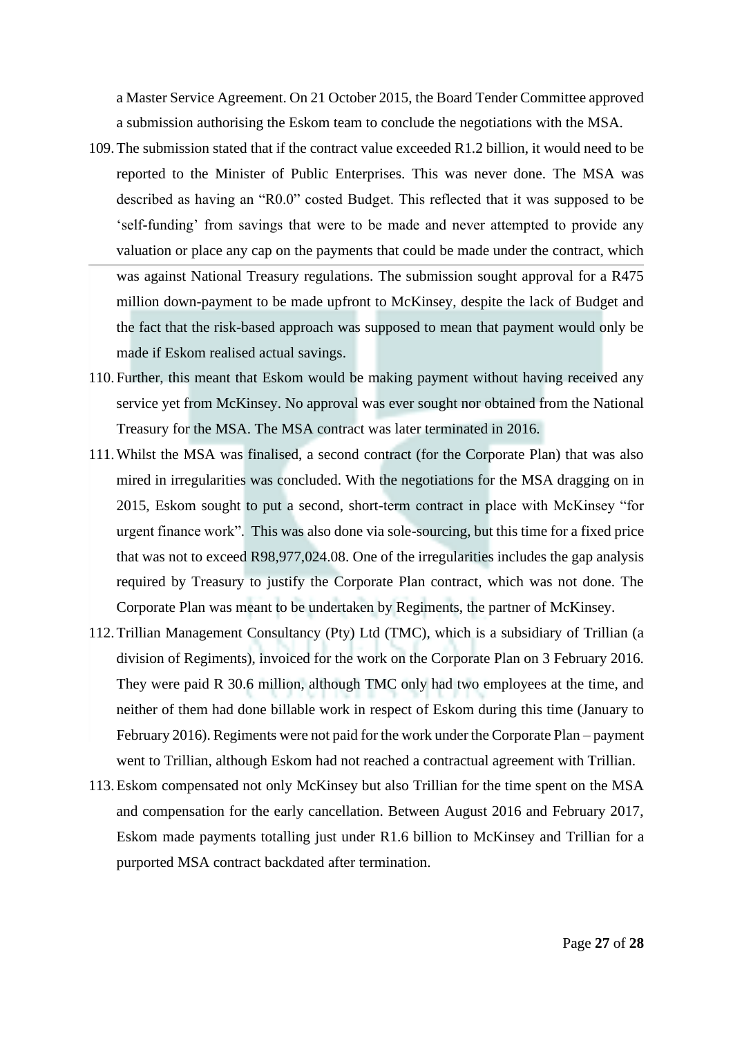a Master Service Agreement. On 21 October 2015, the Board Tender Committee approved a submission authorising the Eskom team to conclude the negotiations with the MSA.

109. The submission stated that if the contract value exceeded R1.2 billion, it would need to be reported to the Minister of Public Enterprises. This was never done. The MSA was described as having an "R0.0" costed Budget. This reflected that it was supposed to be 'self-funding' from savings that were to be made and never attempted to provide any valuation or place any cap on the payments that could be made under the contract, which was against National Treasury regulations. The submission sought approval for a R475 million down-payment to be made upfront to McKinsey, despite the lack of Budget and the fact that the risk-based approach was supposed to mean that payment would only be made if Eskom realised actual savings.

110. Further, this meant that Eskom would be making payment without having received any service yet from McKinsey. No approval was ever sought nor obtained from the National Treasury for the MSA. The MSA contract was later terminated in 2016.

111. Whilst the MSA was finalised, a second contract (for the Corporate Plan) that was also mired in irregularities was concluded. With the negotiations for the MSA dragging on in 2015, Eskom sought to put a second, short-term contract in place with McKinsey "for urgent finance work". This was also done via sole-sourcing, but this time for a fixed price that was not to exceed R98,977,024.08. One of the irregularities includes the gap analysis required by Treasury to justify the Corporate Plan contract, which was not done. The Corporate Plan was meant to be undertaken by Regiments, the partner of McKinsey.

112. Trillian Management Consultancy (Pty) Ltd (TMC), which is a subsidiary of Trillian (a division of Regiments), invoiced for the work on the Corporate Plan on 3 February 2016. They were paid R 30.6 million, although TMC only had two employees at the time, and neither of them had done billable work in respect of Eskom during this time (January to February 2016). Regiments were not paid for the work under the Corporate Plan – payment went to Trillian, although Eskom had not reached a contractual agreement with Trillian.

113. Eskom compensated not only McKinsey but also Trillian for the time spent on the MSA and compensation for the early cancellation. Between August 2016 and February 2017, Eskom made payments totalling just under R1.6 billion to McKinsey and Trillian for a purported MSA contract backdated after termination.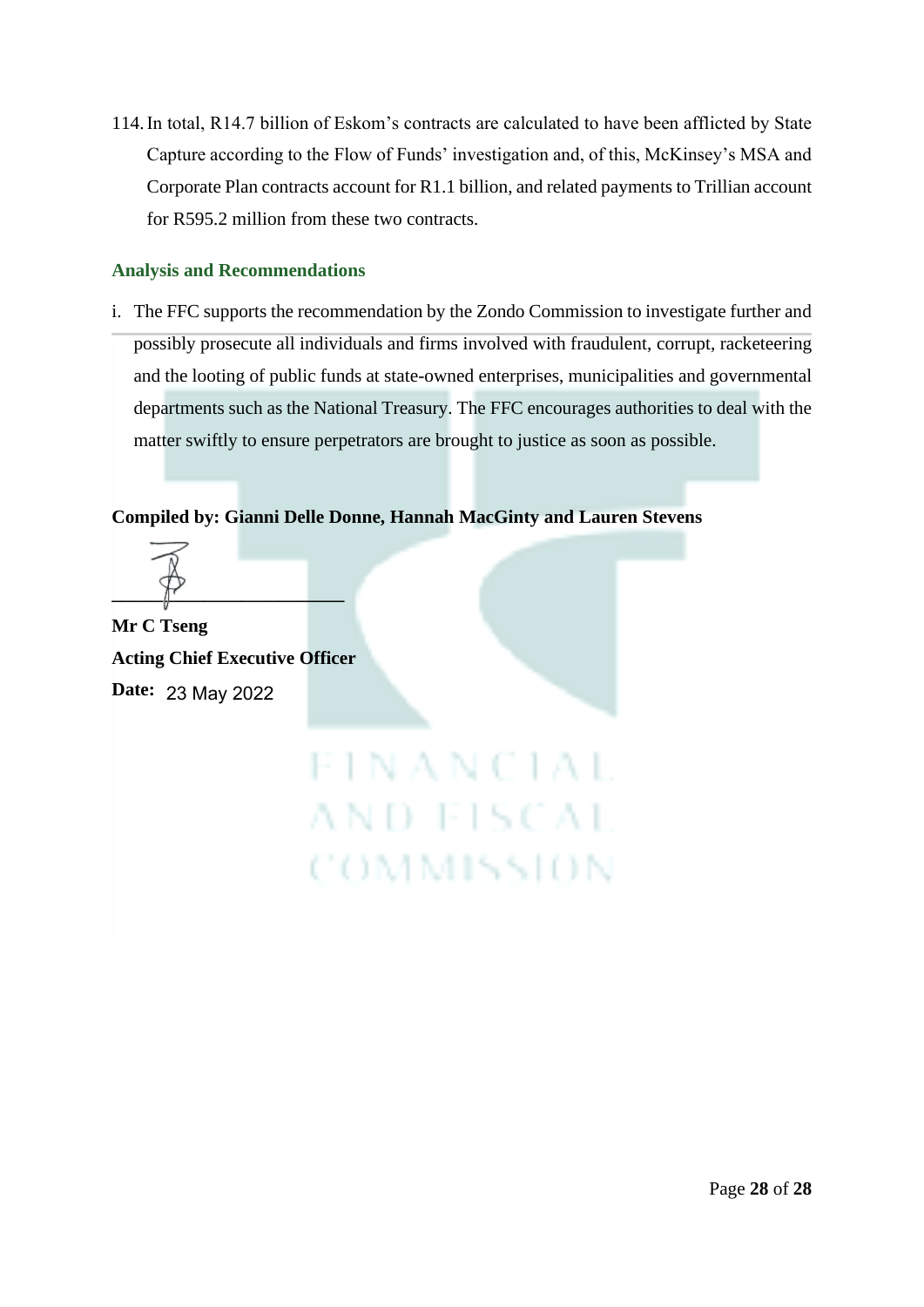114. In total, R14.7 billion of Eskom's contracts are calculated to have been afflicted by State Capture according to the Flow of Funds' investigation and, of this, McKinsey's MSA and Corporate Plan contracts account for R1.1 billion, and related payments to Trillian account for R595.2 million from these two contracts.

## Analysis and Recommendations

i. The FFC supports the recommendation by the Zondo Commission to investigate further and possibly prosecute all individuals and firms involved with fraudulent, corrupt, racketeering and the looting of public funds at state-owned enterprises, municipalities and governmental departments such as the National Treasury. The FFC encourages authorities to deal with the matter swiftly to ensure perpetrators are brought to justice as soon as possible.

**Compiled by: Gianni Delle Donne, Hannah MacGinty and Lauren Stevens**

\_\_\_\_\_\_\_\_\_\_\_\_\_\_\_\_\_\_\_\_\_\_\_\_\_\_

**Mr C Tseng**

**Acting Chief Executive Officer**

**Date:** 23 May 2022